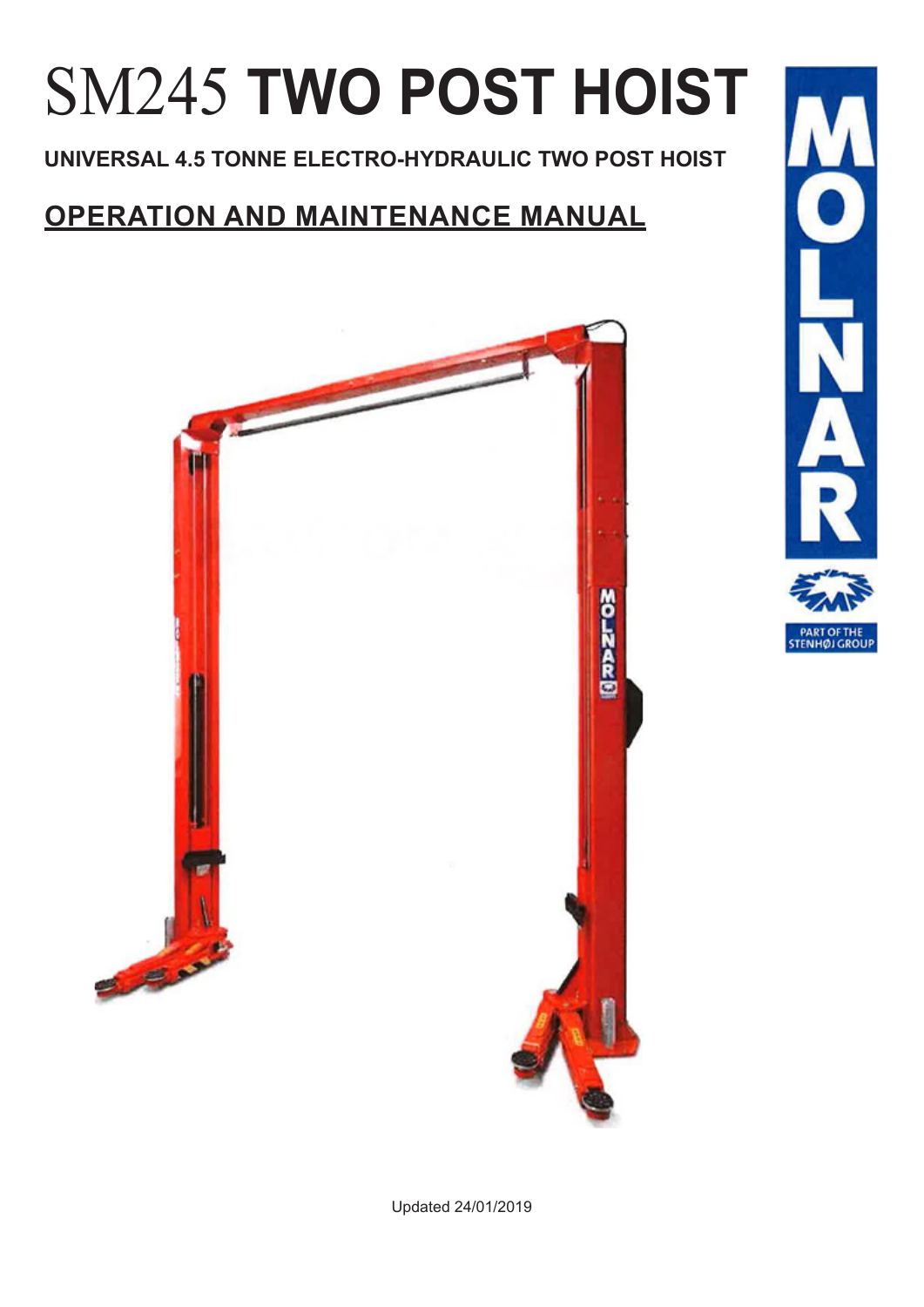# SM245 **TWO POST HOIST**

**UNIVERSAL 4.5 TONNE ELECTRO-HYDRAULIC TWO POST HOIST**

## OPERATION AND MAINTENANCE MANUAL

MOLNAR

PART OF THE STENHØJ GROUP

Updated 24/01/2019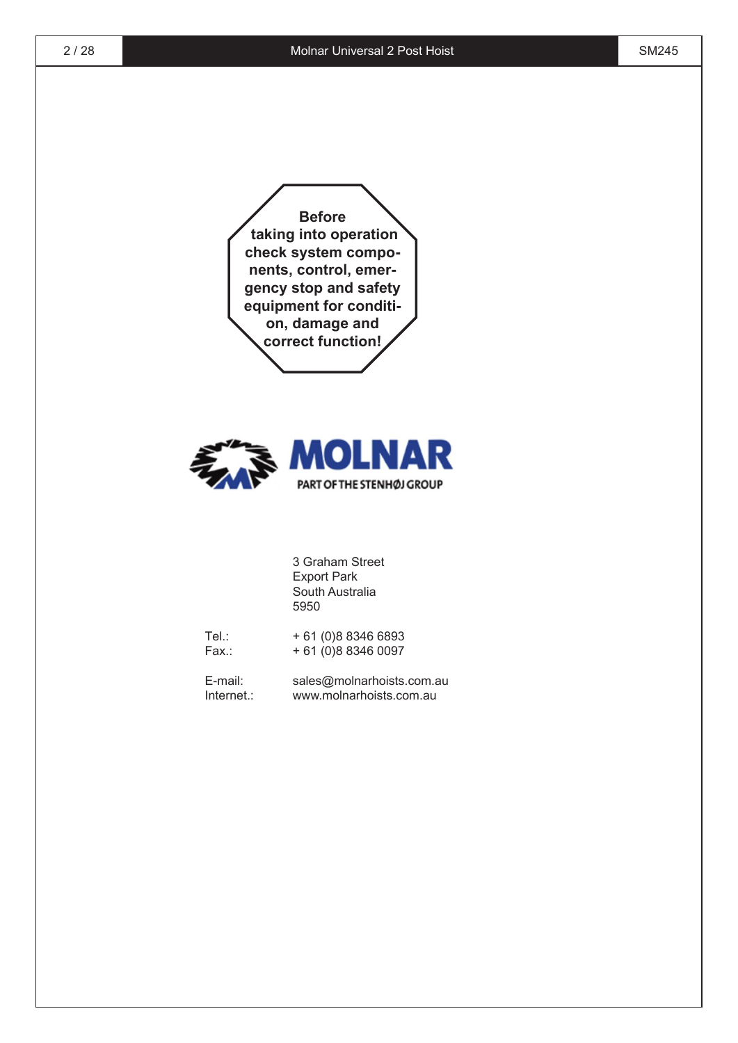**Before taking into operation check system components, control, emergency stop and safety equipment for condition, damage and correct function!**

**MOLNAR**

PART OF THE STENHØJ GROUP

3 Graham Street
Export Park
South Australia
5950

Tel.: + 61 (0)8 8346 6893
Fax.: + 61 (0)8 8346 0097

E-mail: sales@molnarhoists.com.au
Internet.: www.molnarhoists.com.au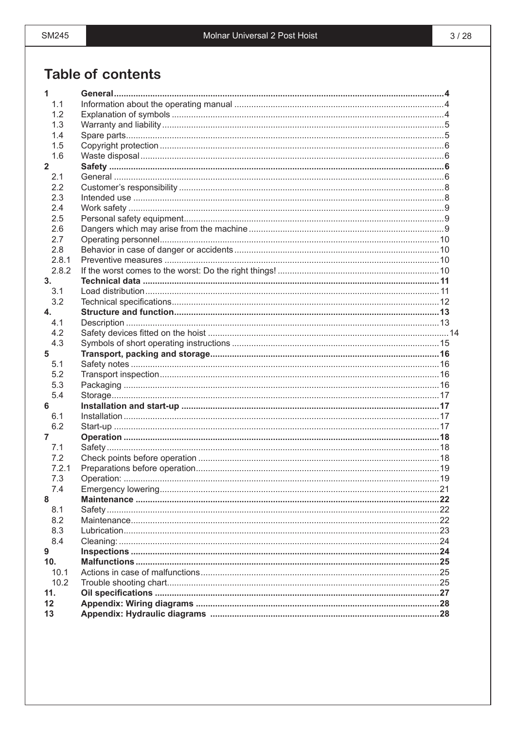# Table of contents

| | | |
|---|---|---|
| **1** | **General** | **4** |
| 1.1 | Information about the operating manual | 4 |
| 1.2 | Explanation of symbols | 4 |
| 1.3 | Warranty and liability | 5 |
| 1.4 | Spare parts | 5 |
| 1.5 | Copyright protection | 6 |
| 1.6 | Waste disposal | 6 |
| **2** | **Safety** | **6** |
| 2.1 | General | 6 |
| 2.2 | Customer's responsibility | 8 |
| 2.3 | Intended use | 8 |
| 2.4 | Work safety | 9 |
| 2.5 | Personal safety equipment | 9 |
| 2.6 | Dangers which may arise from the machine | 9 |
| 2.7 | Operating personnel | 10 |
| 2.8 | Behavior in case of danger or accidents | 10 |
| 2.8.1 | Preventive measures | 10 |
| 2.8.2 | If the worst comes to the worst: Do the right things! | 10 |
| **3.** | **Technical data** | **11** |
| 3.1 | Load distribution | 11 |
| 3.2 | Technical specifications | 12 |
| **4.** | **Structure and function** | **13** |
| 4.1 | Description | 13 |
| 4.2 | Safety devices fitted on the hoist | 14 |
| 4.3 | Symbols of short operating instructions | 15 |
| **5** | **Transport, packing and storage** | **16** |
| 5.1 | Safety notes | 16 |
| 5.2 | Transport inspection | 16 |
| 5.3 | Packaging | 16 |
| 5.4 | Storage | 17 |
| **6** | **Installation and start-up** | **17** |
| 6.1 | Installation | 17 |
| 6.2 | Start-up | 17 |
| **7** | **Operation** | **18** |
| 7.1 | Safety | 18 |
| 7.2 | Check points before operation | 18 |
| 7.2.1 | Preparations before operation | 19 |
| 7.3 | Operation: | 19 |
| 7.4 | Emergency lowering | 21 |
| **8** | **Maintenance** | **22** |
| 8.1 | Safety | 22 |
| 8.2 | Maintenance | 22 |
| 8.3 | Lubrication | 23 |
| 8.4 | Cleaning: | 24 |
| **9** | **Inspections** | **24** |
| **10.** | **Malfunctions** | **25** |
| 10.1 | Actions in case of malfunctions | 25 |
| 10.2 | Trouble shooting chart | 25 |
| **11.** | **Oil specifications** | **27** |
| **12** | **Appendix: Wiring diagrams** | **28** |
| **13** | **Appendix: Hydraulic diagrams** | **28** |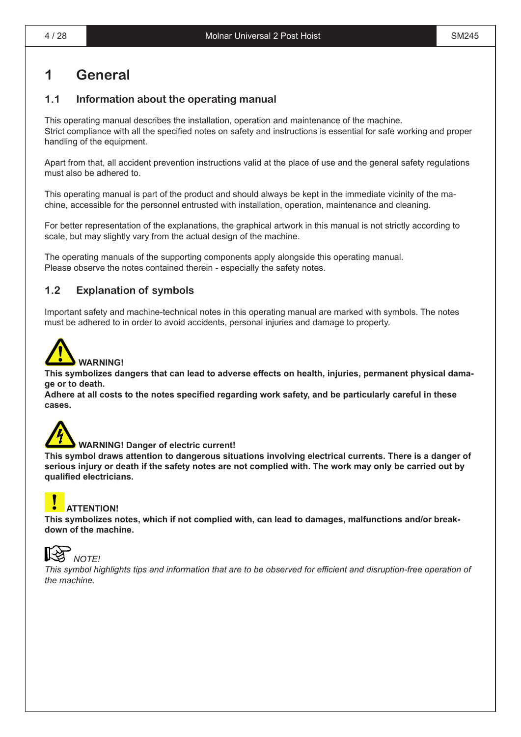# 1 General

## 1.1 Information about the operating manual

This operating manual describes the installation, operation and maintenance of the machine.
Strict compliance with all the specified notes on safety and instructions is essential for safe working and proper handling of the equipment.

Apart from that, all accident prevention instructions valid at the place of use and the general safety regulations must also be adhered to.

This operating manual is part of the product and should always be kept in the immediate vicinity of the machine, accessible for the personnel entrusted with installation, operation, maintenance and cleaning.

For better representation of the explanations, the graphical artwork in this manual is not strictly according to scale, but may slightly vary from the actual design of the machine.

The operating manuals of the supporting components apply alongside this operating manual.
Please observe the notes contained therein - especially the safety notes.

## 1.2 Explanation of symbols

Important safety and machine-technical notes in this operating manual are marked with symbols. The notes must be adhered to in order to avoid accidents, personal injuries and damage to property.

**WARNING!**
**This symbolizes dangers that can lead to adverse effects on health, injuries, permanent physical damage or to death.**
**Adhere at all costs to the notes specified regarding work safety, and be particularly careful in these cases.**

**WARNING! Danger of electric current!**
**This symbol draws attention to dangerous situations involving electrical currents. There is a danger of serious injury or death if the safety notes are not complied with. The work may only be carried out by qualified electricians.**

**ATTENTION!**
**This symbolizes notes, which if not complied with, can lead to damages, malfunctions and/or breakdown of the machine.**

*NOTE!*
*This symbol highlights tips and information that are to be observed for efficient and disruption-free operation of the machine.*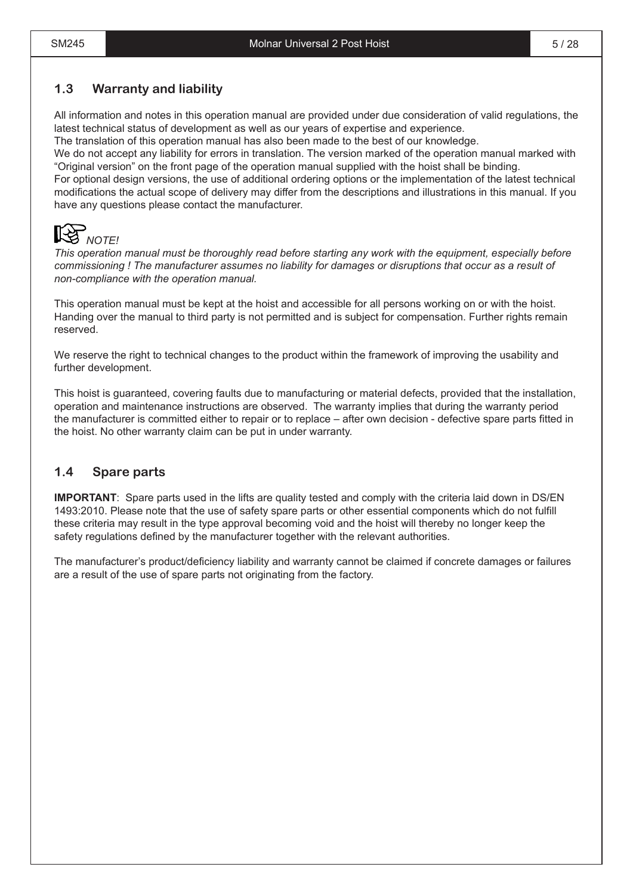## 1.3 Warranty and liability

All information and notes in this operation manual are provided under due consideration of valid regulations, the latest technical status of development as well as our years of expertise and experience.
The translation of this operation manual has also been made to the best of our knowledge.
We do not accept any liability for errors in translation. The version marked of the operation manual marked with "Original version" on the front page of the operation manual supplied with the hoist shall be binding.
For optional design versions, the use of additional ordering options or the implementation of the latest technical modifications the actual scope of delivery may differ from the descriptions and illustrations in this manual. If you have any questions please contact the manufacturer.

*NOTE!*
*This operation manual must be thoroughly read before starting any work with the equipment, especially before commissioning ! The manufacturer assumes no liability for damages or disruptions that occur as a result of non-compliance with the operation manual.*

This operation manual must be kept at the hoist and accessible for all persons working on or with the hoist. Handing over the manual to third party is not permitted and is subject for compensation. Further rights remain reserved.

We reserve the right to technical changes to the product within the framework of improving the usability and further development.

This hoist is guaranteed, covering faults due to manufacturing or material defects, provided that the installation, operation and maintenance instructions are observed. The warranty implies that during the warranty period the manufacturer is committed either to repair or to replace – after own decision - defective spare parts fitted in the hoist. No other warranty claim can be put in under warranty.

## 1.4 Spare parts

**IMPORTANT**: Spare parts used in the lifts are quality tested and comply with the criteria laid down in DS/EN 1493:2010. Please note that the use of safety spare parts or other essential components which do not fulfill these criteria may result in the type approval becoming void and the hoist will thereby no longer keep the safety regulations defined by the manufacturer together with the relevant authorities.

The manufacturer's product/deficiency liability and warranty cannot be claimed if concrete damages or failures are a result of the use of spare parts not originating from the factory.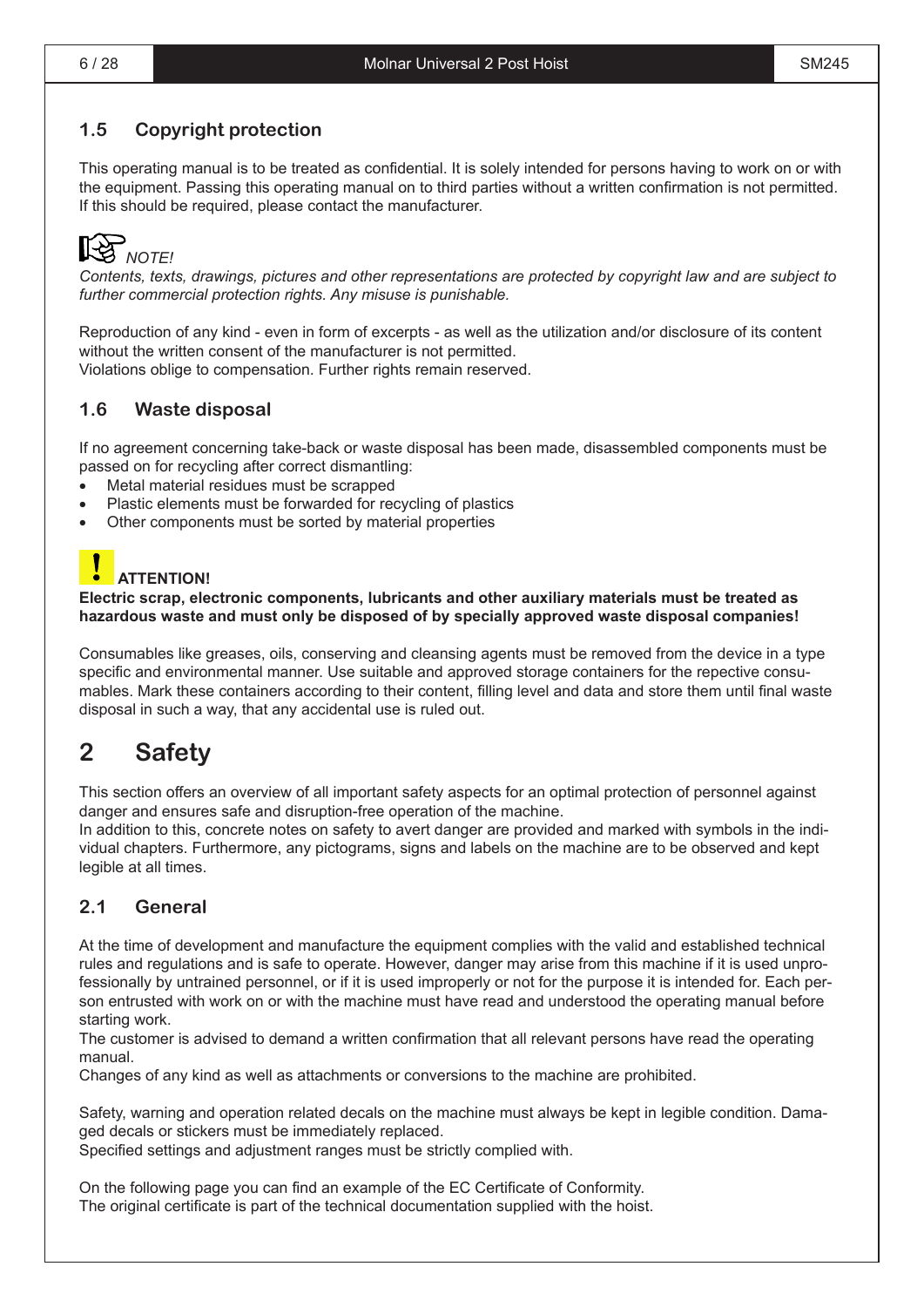### 1.5 Copyright protection

This operating manual is to be treated as confidential. It is solely intended for persons having to work on or with the equipment. Passing this operating manual on to third parties without a written confirmation is not permitted. If this should be required, please contact the manufacturer.

*NOTE!*
*Contents, texts, drawings, pictures and other representations are protected by copyright law and are subject to further commercial protection rights. Any misuse is punishable.*

Reproduction of any kind - even in form of excerpts - as well as the utilization and/or disclosure of its content without the written consent of the manufacturer is not permitted.
Violations oblige to compensation. Further rights remain reserved.

### 1.6 Waste disposal

If no agreement concerning take-back or waste disposal has been made, disassembled components must be passed on for recycling after correct dismantling:

- Metal material residues must be scrapped
- Plastic elements must be forwarded for recycling of plastics
- Other components must be sorted by material properties

**ATTENTION!**
**Electric scrap, electronic components, lubricants and other auxiliary materials must be treated as hazardous waste and must only be disposed of by specially approved waste disposal companies!**

Consumables like greases, oils, conserving and cleansing agents must be removed from the device in a type specific and environmental manner. Use suitable and approved storage containers for the repective consumables. Mark these containers according to their content, filling level and data and store them until final waste disposal in such a way, that any accidental use is ruled out.

# 2 Safety

This section offers an overview of all important safety aspects for an optimal protection of personnel against danger and ensures safe and disruption-free operation of the machine.
In addition to this, concrete notes on safety to avert danger are provided and marked with symbols in the individual chapters. Furthermore, any pictograms, signs and labels on the machine are to be observed and kept legible at all times.

### 2.1 General

At the time of development and manufacture the equipment complies with the valid and established technical rules and regulations and is safe to operate. However, danger may arise from this machine if it is used unprofessionally by untrained personnel, or if it is used improperly or not for the purpose it is intended for. Each person entrusted with work on or with the machine must have read and understood the operating manual before starting work.
The customer is advised to demand a written confirmation that all relevant persons have read the operating manual.
Changes of any kind as well as attachments or conversions to the machine are prohibited.

Safety, warning and operation related decals on the machine must always be kept in legible condition. Damaged decals or stickers must be immediately replaced.
Specified settings and adjustment ranges must be strictly complied with.

On the following page you can find an example of the EC Certificate of Conformity.
The original certificate is part of the technical documentation supplied with the hoist.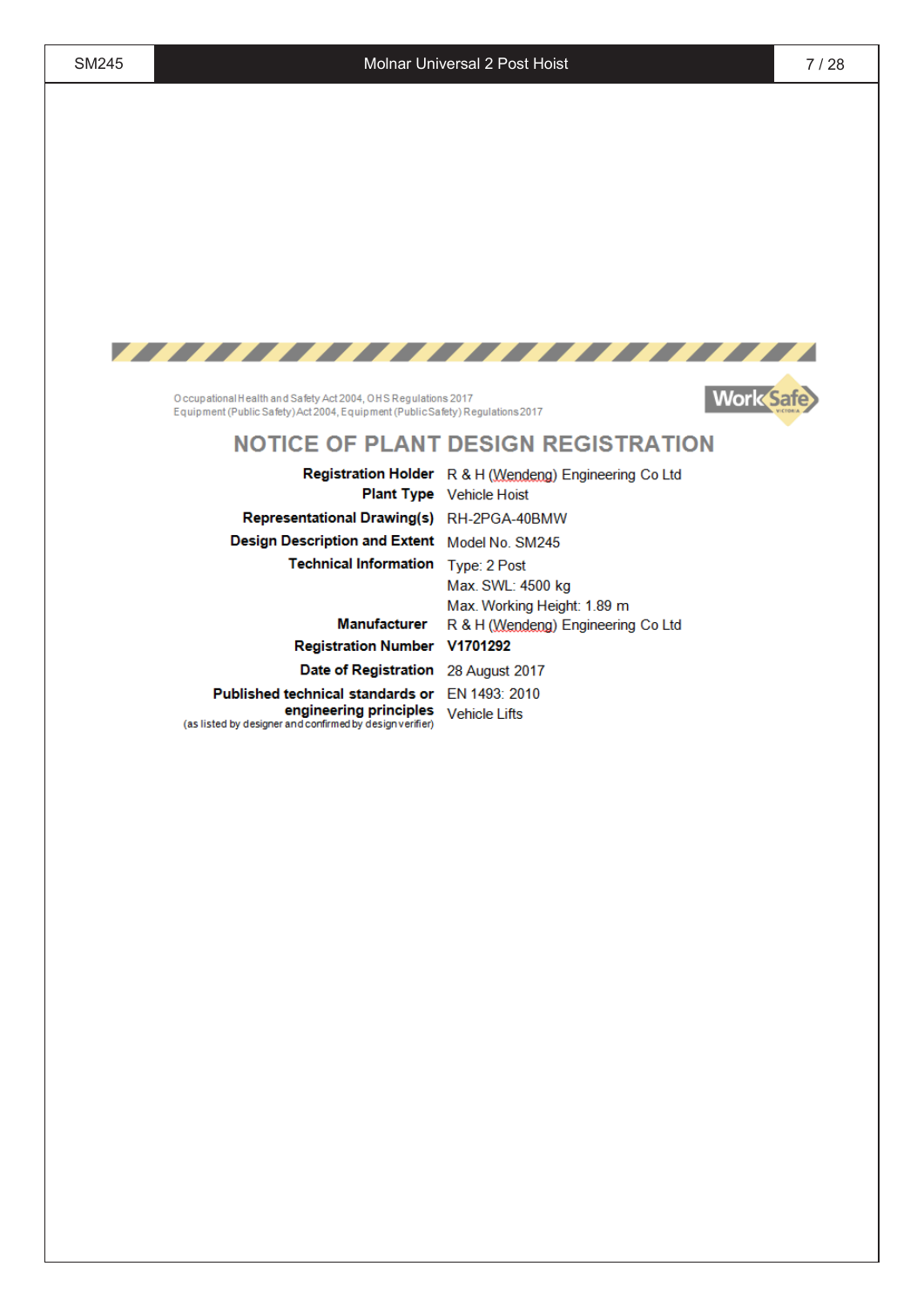Occupational Health and Safety Act 2004, OHS Regulations 2017
Equipment (Public Safety) Act 2004, Equipment (Public Safety) Regulations 2017

WorkSafe VICTORIA

# NOTICE OF PLANT DESIGN REGISTRATION

| | |
|---|---|
| **Registration Holder** | R & H (Wendeng) Engineering Co Ltd |
| **Plant Type** | Vehicle Hoist |
| **Representational Drawing(s)** | RH-2PGA-40BMW |
| **Design Description and Extent** | Model No. SM245 |
| **Technical Information** | Type: 2 Post<br>Max. SWL: 4500 kg<br>Max. Working Height: 1.89 m |
| **Manufacturer** | R & H (Wendeng) Engineering Co Ltd |
| **Registration Number** | **V1701292** |
| **Date of Registration** | 28 August 2017 |
| **Published technical standards or engineering principles** (as listed by designer and confirmed by design verifier) | EN 1493: 2010<br>Vehicle Lifts |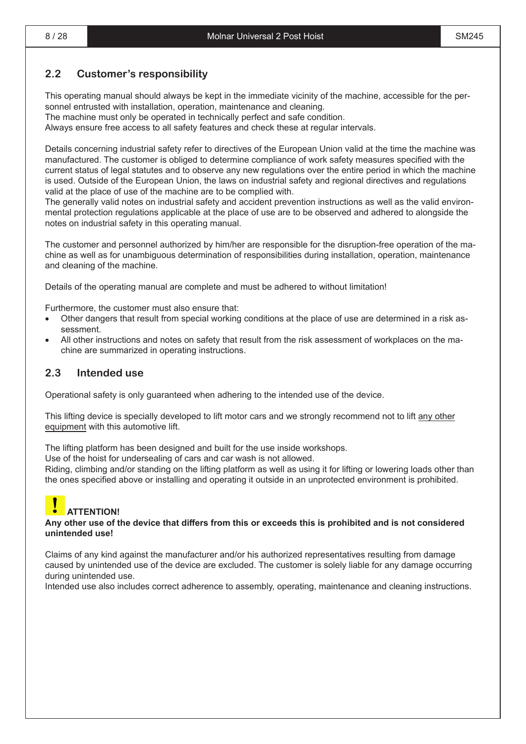## 2.2 Customer's responsibility

This operating manual should always be kept in the immediate vicinity of the machine, accessible for the personnel entrusted with installation, operation, maintenance and cleaning.
The machine must only be operated in technically perfect and safe condition.
Always ensure free access to all safety features and check these at regular intervals.

Details concerning industrial safety refer to directives of the European Union valid at the time the machine was manufactured. The customer is obliged to determine compliance of work safety measures specified with the current status of legal statutes and to observe any new regulations over the entire period in which the machine is used. Outside of the European Union, the laws on industrial safety and regional directives and regulations valid at the place of use of the machine are to be complied with.
The generally valid notes on industrial safety and accident prevention instructions as well as the valid environmental protection regulations applicable at the place of use are to be observed and adhered to alongside the notes on industrial safety in this operating manual.

The customer and personnel authorized by him/her are responsible for the disruption-free operation of the machine as well as for unambiguous determination of responsibilities during installation, operation, maintenance and cleaning of the machine.

Details of the operating manual are complete and must be adhered to without limitation!

Furthermore, the customer must also ensure that:

- Other dangers that result from special working conditions at the place of use are determined in a risk assessment.
- All other instructions and notes on safety that result from the risk assessment of workplaces on the machine are summarized in operating instructions.

## 2.3 Intended use

Operational safety is only guaranteed when adhering to the intended use of the device.

This lifting device is specially developed to lift motor cars and we strongly recommend not to lift any other equipment with this automotive lift.

The lifting platform has been designed and built for the use inside workshops.
Use of the hoist for undersealing of cars and car wash is not allowed.
Riding, climbing and/or standing on the lifting platform as well as using it for lifting or lowering loads other than the ones specified above or installing and operating it outside in an unprotected environment is prohibited.

**! ATTENTION!**
**Any other use of the device that differs from this or exceeds this is prohibited and is not considered unintended use!**

Claims of any kind against the manufacturer and/or his authorized representatives resulting from damage caused by unintended use of the device are excluded. The customer is solely liable for any damage occurring during unintended use.
Intended use also includes correct adherence to assembly, operating, maintenance and cleaning instructions.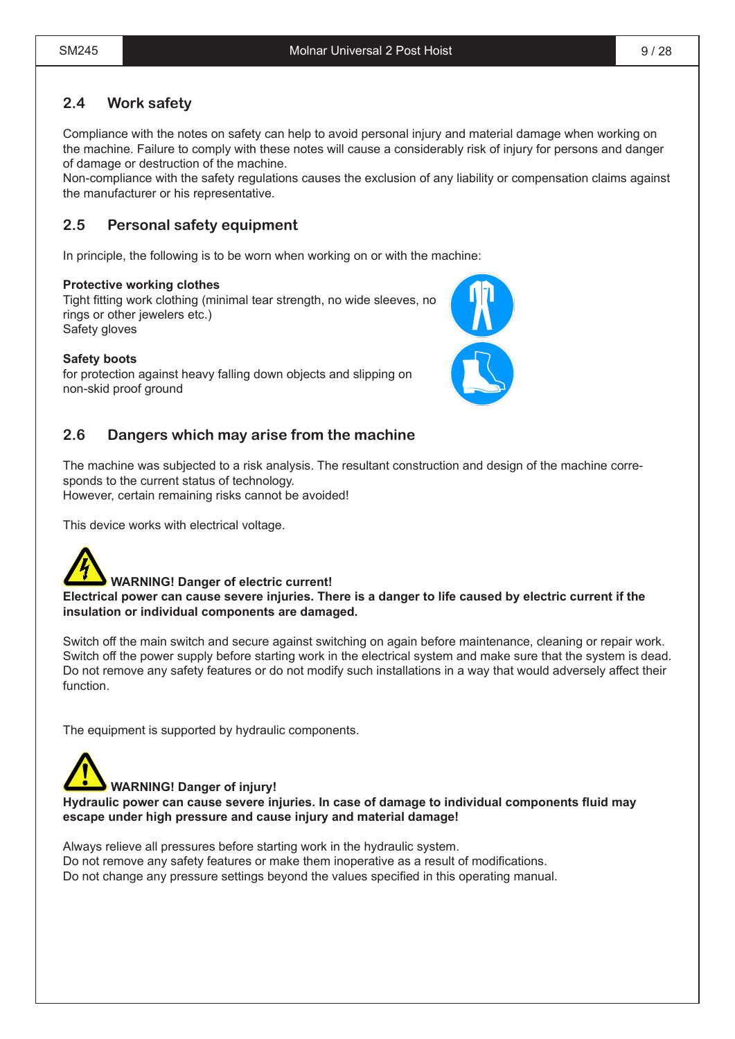## 2.4 Work safety

Compliance with the notes on safety can help to avoid personal injury and material damage when working on the machine. Failure to comply with these notes will cause a considerably risk of injury for persons and danger of damage or destruction of the machine.
Non-compliance with the safety regulations causes the exclusion of any liability or compensation claims against the manufacturer or his representative.

## 2.5 Personal safety equipment

In principle, the following is to be worn when working on or with the machine:

**Protective working clothes**
Tight fitting work clothing (minimal tear strength, no wide sleeves, no rings or other jewelers etc.)
Safety gloves

**Safety boots**
for protection against heavy falling down objects and slipping on non-skid proof ground

## 2.6 Dangers which may arise from the machine

The machine was subjected to a risk analysis. The resultant construction and design of the machine corresponds to the current status of technology.
However, certain remaining risks cannot be avoided!

This device works with electrical voltage.

**WARNING! Danger of electric current!**
**Electrical power can cause severe injuries. There is a danger to life caused by electric current if the insulation or individual components are damaged.**

Switch off the main switch and secure against switching on again before maintenance, cleaning or repair work.
Switch off the power supply before starting work in the electrical system and make sure that the system is dead.
Do not remove any safety features or do not modify such installations in a way that would adversely affect their function.

The equipment is supported by hydraulic components.

**WARNING! Danger of injury!**
**Hydraulic power can cause severe injuries. In case of damage to individual components fluid may escape under high pressure and cause injury and material damage!**

Always relieve all pressures before starting work in the hydraulic system.
Do not remove any safety features or make them inoperative as a result of modifications.
Do not change any pressure settings beyond the values specified in this operating manual.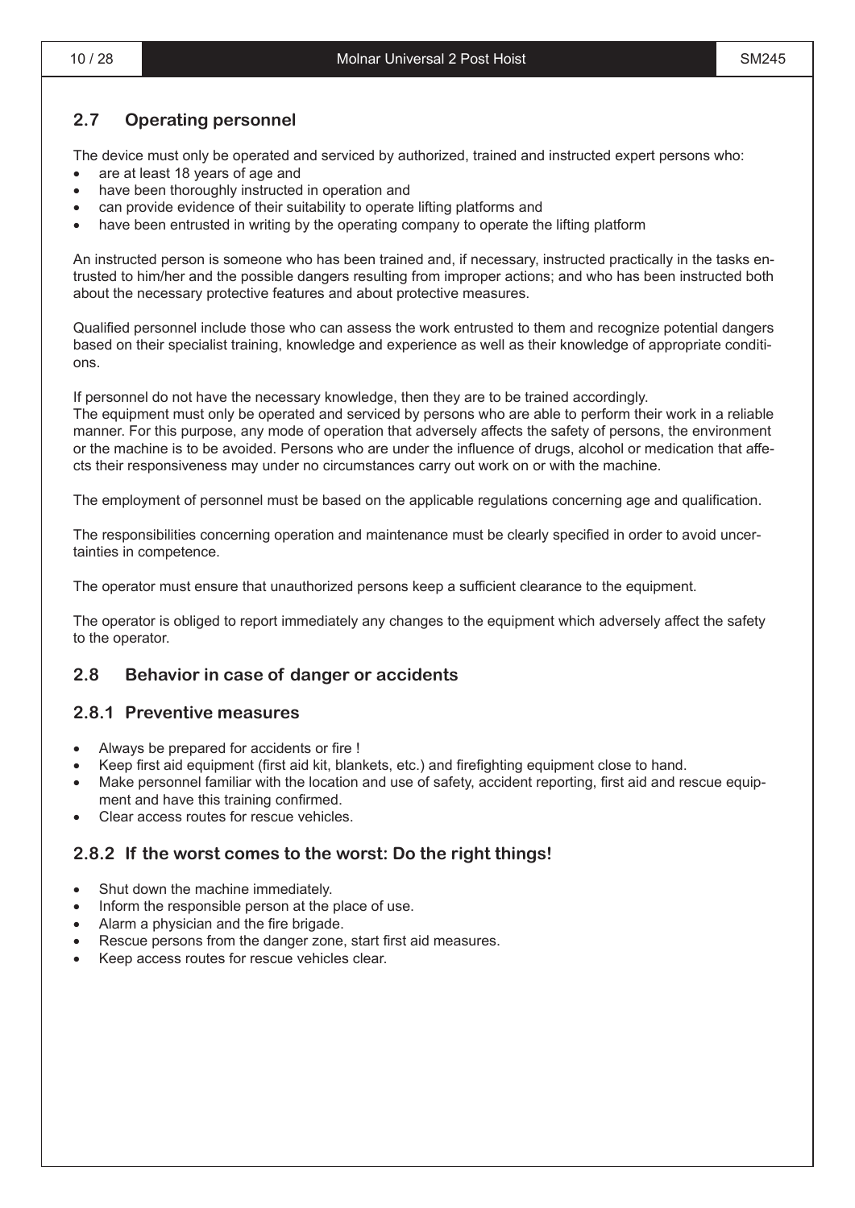## 2.7 Operating personnel

The device must only be operated and serviced by authorized, trained and instructed expert persons who:

- are at least 18 years of age and
- have been thoroughly instructed in operation and
- can provide evidence of their suitability to operate lifting platforms and
- have been entrusted in writing by the operating company to operate the lifting platform

An instructed person is someone who has been trained and, if necessary, instructed practically in the tasks entrusted to him/her and the possible dangers resulting from improper actions; and who has been instructed both about the necessary protective features and about protective measures.

Qualified personnel include those who can assess the work entrusted to them and recognize potential dangers based on their specialist training, knowledge and experience as well as their knowledge of appropriate conditions.

If personnel do not have the necessary knowledge, then they are to be trained accordingly.
The equipment must only be operated and serviced by persons who are able to perform their work in a reliable manner. For this purpose, any mode of operation that adversely affects the safety of persons, the environment or the machine is to be avoided. Persons who are under the influence of drugs, alcohol or medication that affects their responsiveness may under no circumstances carry out work on or with the machine.

The employment of personnel must be based on the applicable regulations concerning age and qualification.

The responsibilities concerning operation and maintenance must be clearly specified in order to avoid uncertainties in competence.

The operator must ensure that unauthorized persons keep a sufficient clearance to the equipment.

The operator is obliged to report immediately any changes to the equipment which adversely affect the safety to the operator.

## 2.8 Behavior in case of danger or accidents

### 2.8.1 Preventive measures

- Always be prepared for accidents or fire !
- Keep first aid equipment (first aid kit, blankets, etc.) and firefighting equipment close to hand.
- Make personnel familiar with the location and use of safety, accident reporting, first aid and rescue equipment and have this training confirmed.
- Clear access routes for rescue vehicles.

### 2.8.2 If the worst comes to the worst: Do the right things!

- Shut down the machine immediately.
- Inform the responsible person at the place of use.
- Alarm a physician and the fire brigade.
- Rescue persons from the danger zone, start first aid measures.
- Keep access routes for rescue vehicles clear.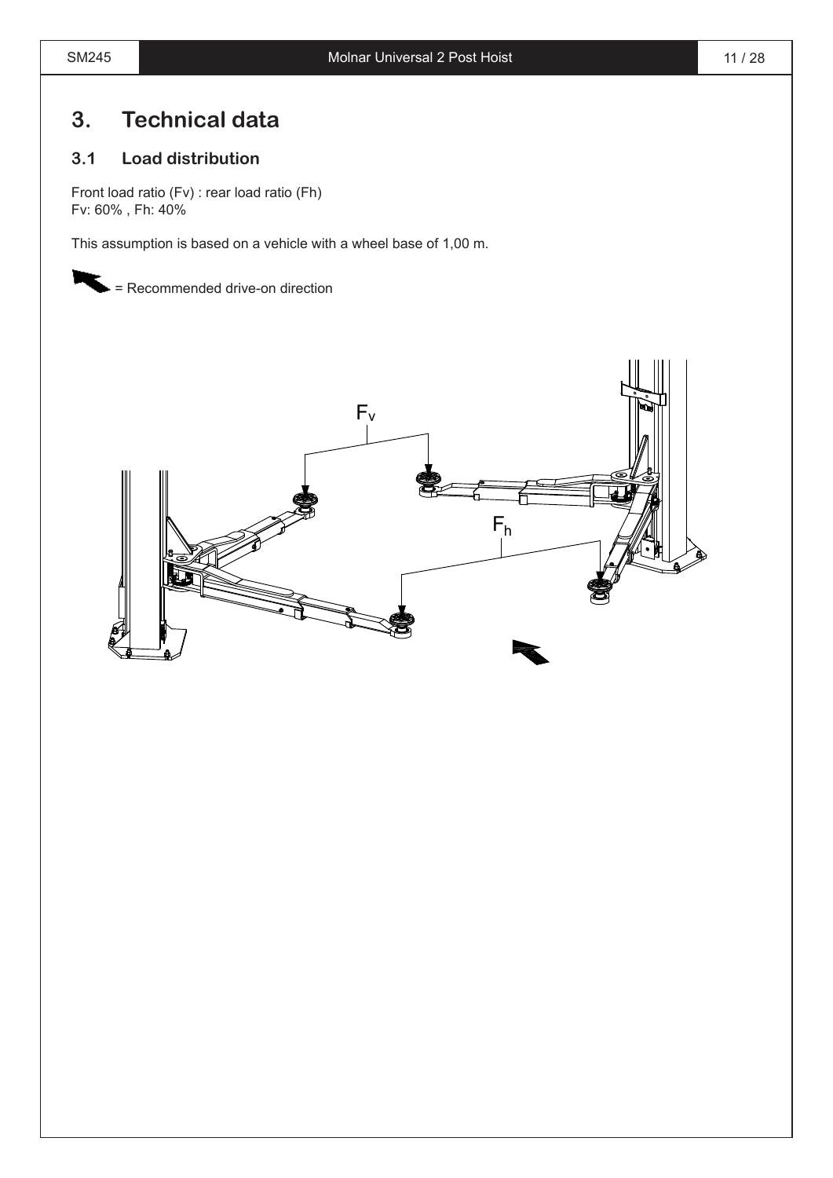# 3. Technical data

## 3.1 Load distribution

Front load ratio (Fv) : rear load ratio (Fh)
Fv: 60% , Fh: 40%

This assumption is based on a vehicle with a wheel base of 1,00 m.

= Recommended drive-on direction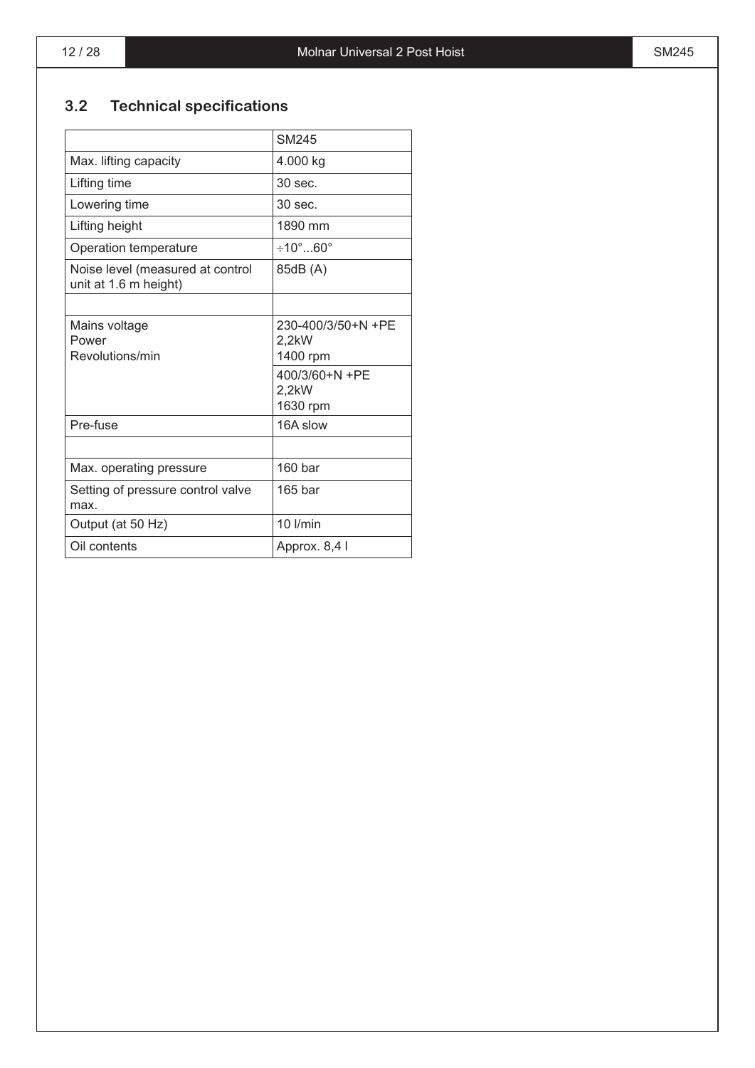## 3.2 Technical specifications

| | SM245 |
|---|---|
| Max. lifting capacity | 4.000 kg |
| Lifting time | 30 sec. |
| Lowering time | 30 sec. |
| Lifting height | 1890 mm |
| Operation temperature | ÷10°...60° |
| Noise level (measured at control unit at 1.6 m height) | 85dB (A) |
| | |
| Mains voltage<br>Power<br>Revolutions/min | 230-400/3/50+N +PE<br>2,2kW<br>1400 rpm |
| | 400/3/60+N +PE<br>2,2kW<br>1630 rpm |
| Pre-fuse | 16A slow |
| | |
| Max. operating pressure | 160 bar |
| Setting of pressure control valve max. | 165 bar |
| Output (at 50 Hz) | 10 l/min |
| Oil contents | Approx. 8,4 l |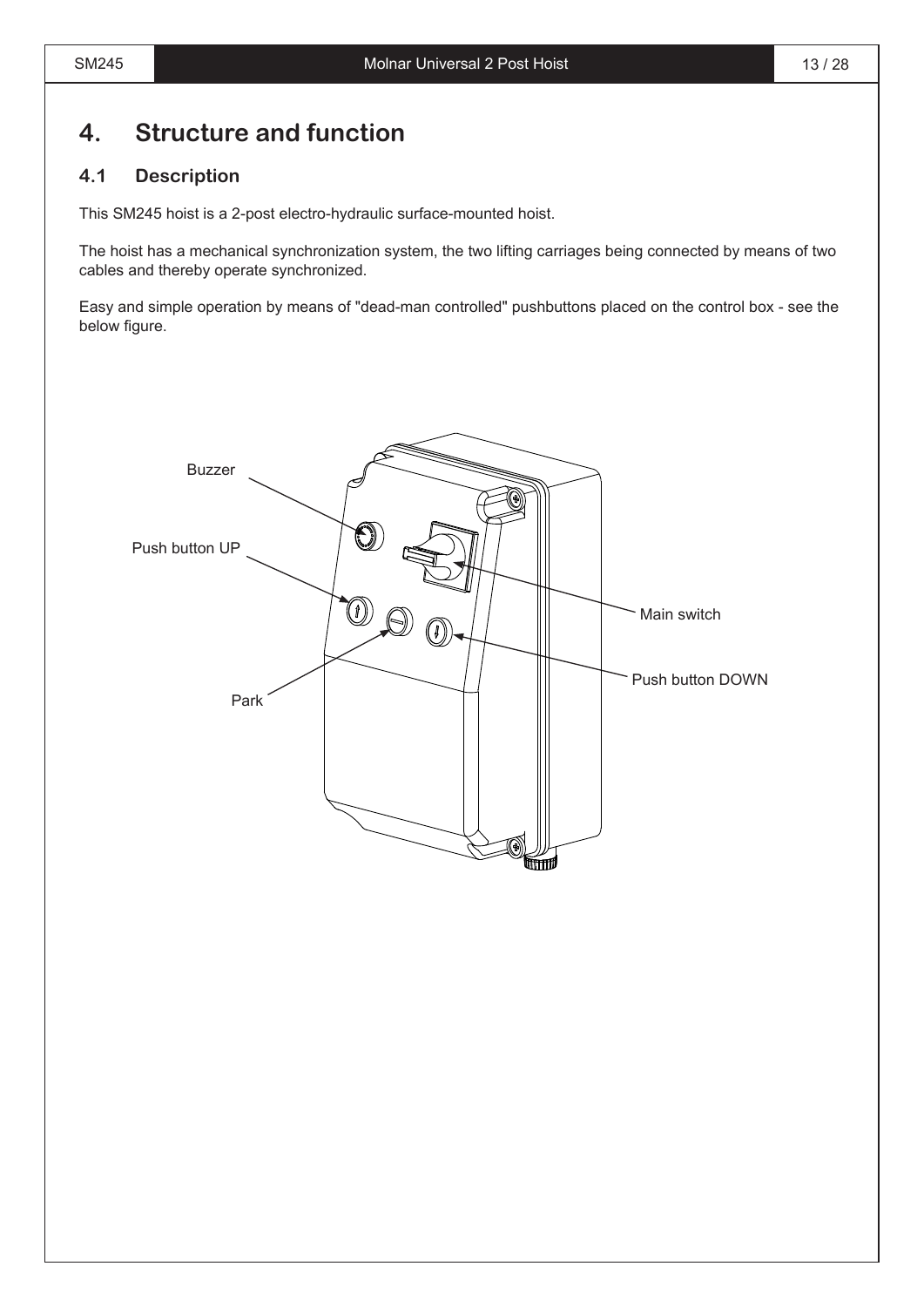# 4. Structure and function

## 4.1 Description

This SM245 hoist is a 2-post electro-hydraulic surface-mounted hoist.

The hoist has a mechanical synchronization system, the two lifting carriages being connected by means of two cables and thereby operate synchronized.

Easy and simple operation by means of "dead-man controlled" pushbuttons placed on the control box - see the below figure.

Buzzer

Push button UP

Park

Main switch

Push button DOWN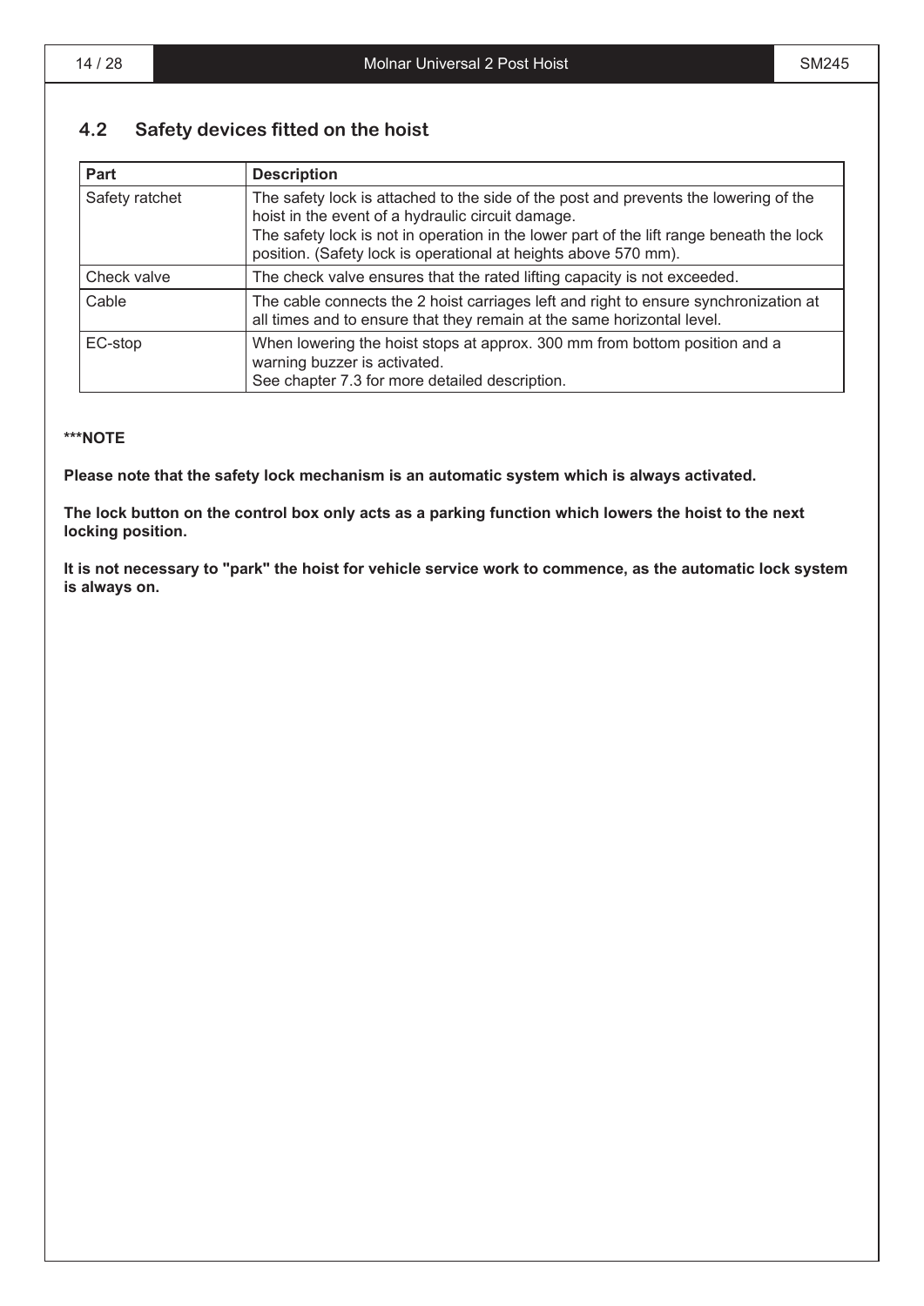## 4.2 Safety devices fitted on the hoist

| Part | Description |
|---|---|
| Safety ratchet | The safety lock is attached to the side of the post and prevents the lowering of the hoist in the event of a hydraulic circuit damage.<br>The safety lock is not in operation in the lower part of the lift range beneath the lock position. (Safety lock is operational at heights above 570 mm). |
| Check valve | The check valve ensures that the rated lifting capacity is not exceeded. |
| Cable | The cable connects the 2 hoist carriages left and right to ensure synchronization at all times and to ensure that they remain at the same horizontal level. |
| EC-stop | When lowering the hoist stops at approx. 300 mm from bottom position and a warning buzzer is activated.<br>See chapter 7.3 for more detailed description. |

**\*\*\*NOTE**

**Please note that the safety lock mechanism is an automatic system which is always activated.**

**The lock button on the control box only acts as a parking function which lowers the hoist to the next locking position.**

**It is not necessary to "park" the hoist for vehicle service work to commence, as the automatic lock system is always on.**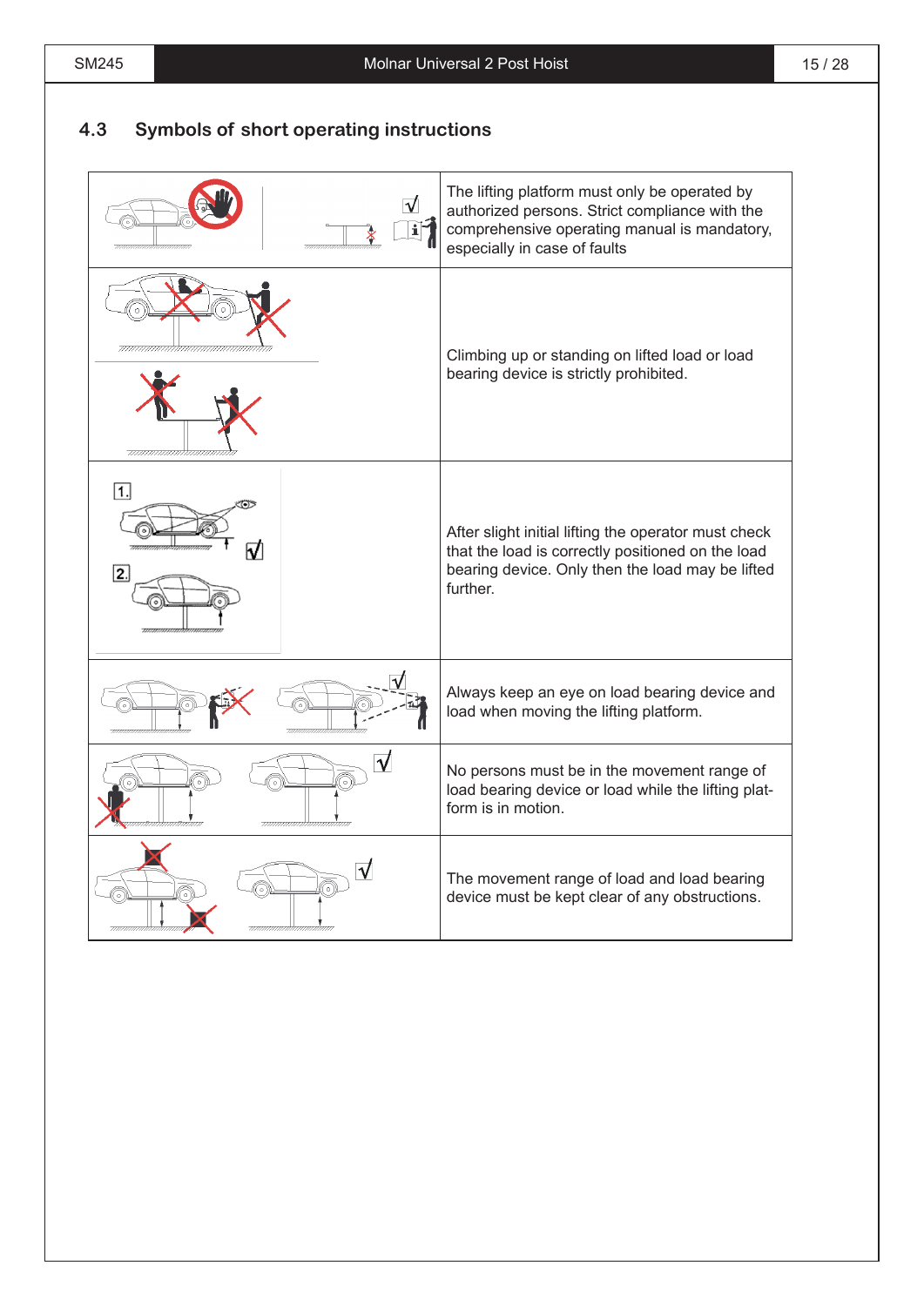## 4.3 Symbols of short operating instructions

| | |
|---|---|
| | The lifting platform must only be operated by authorized persons. Strict compliance with the comprehensive operating manual is mandatory, especially in case of faults |
| | Climbing up or standing on lifted load or load bearing device is strictly prohibited. |
| 1. 2. | After slight initial lifting the operator must check that the load is correctly positioned on the load bearing device. Only then the load may be lifted further. |
| | Always keep an eye on load bearing device and load when moving the lifting platform. |
| | No persons must be in the movement range of load bearing device or load while the lifting platform is in motion. |
| | The movement range of load and load bearing device must be kept clear of any obstructions. |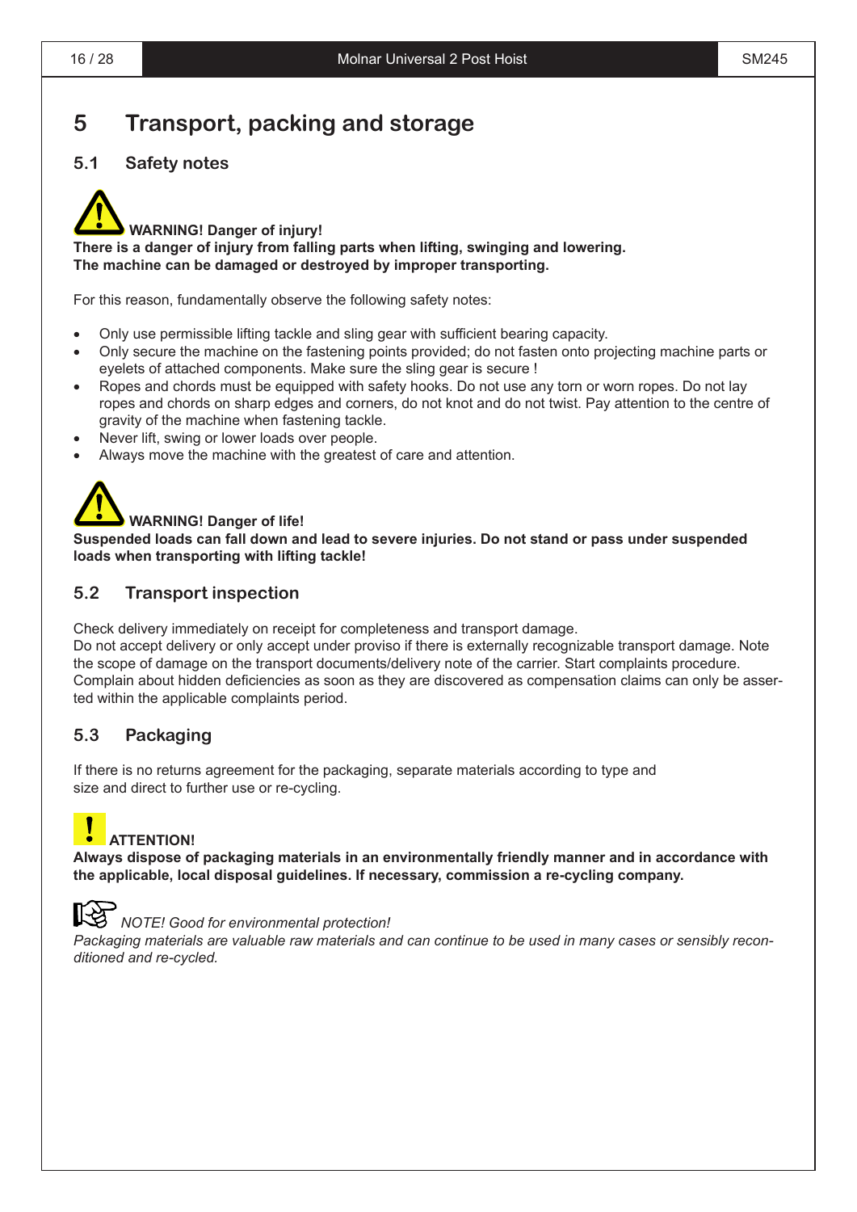# 5 Transport, packing and storage

## 5.1 Safety notes

**WARNING! Danger of injury!**
**There is a danger of injury from falling parts when lifting, swinging and lowering.**
**The machine can be damaged or destroyed by improper transporting.**

For this reason, fundamentally observe the following safety notes:

- Only use permissible lifting tackle and sling gear with sufficient bearing capacity.
- Only secure the machine on the fastening points provided; do not fasten onto projecting machine parts or eyelets of attached components. Make sure the sling gear is secure !
- Ropes and chords must be equipped with safety hooks. Do not use any torn or worn ropes. Do not lay ropes and chords on sharp edges and corners, do not knot and do not twist. Pay attention to the centre of gravity of the machine when fastening tackle.
- Never lift, swing or lower loads over people.
- Always move the machine with the greatest of care and attention.

**WARNING! Danger of life!**
**Suspended loads can fall down and lead to severe injuries. Do not stand or pass under suspended loads when transporting with lifting tackle!**

## 5.2 Transport inspection

Check delivery immediately on receipt for completeness and transport damage.
Do not accept delivery or only accept under proviso if there is externally recognizable transport damage. Note the scope of damage on the transport documents/delivery note of the carrier. Start complaints procedure. Complain about hidden deficiencies as soon as they are discovered as compensation claims can only be asserted within the applicable complaints period.

## 5.3 Packaging

If there is no returns agreement for the packaging, separate materials according to type and size and direct to further use or re-cycling.

**ATTENTION!**
**Always dispose of packaging materials in an environmentally friendly manner and in accordance with the applicable, local disposal guidelines. If necessary, commission a re-cycling company.**

*NOTE! Good for environmental protection!*
*Packaging materials are valuable raw materials and can continue to be used in many cases or sensibly reconditioned and re-cycled.*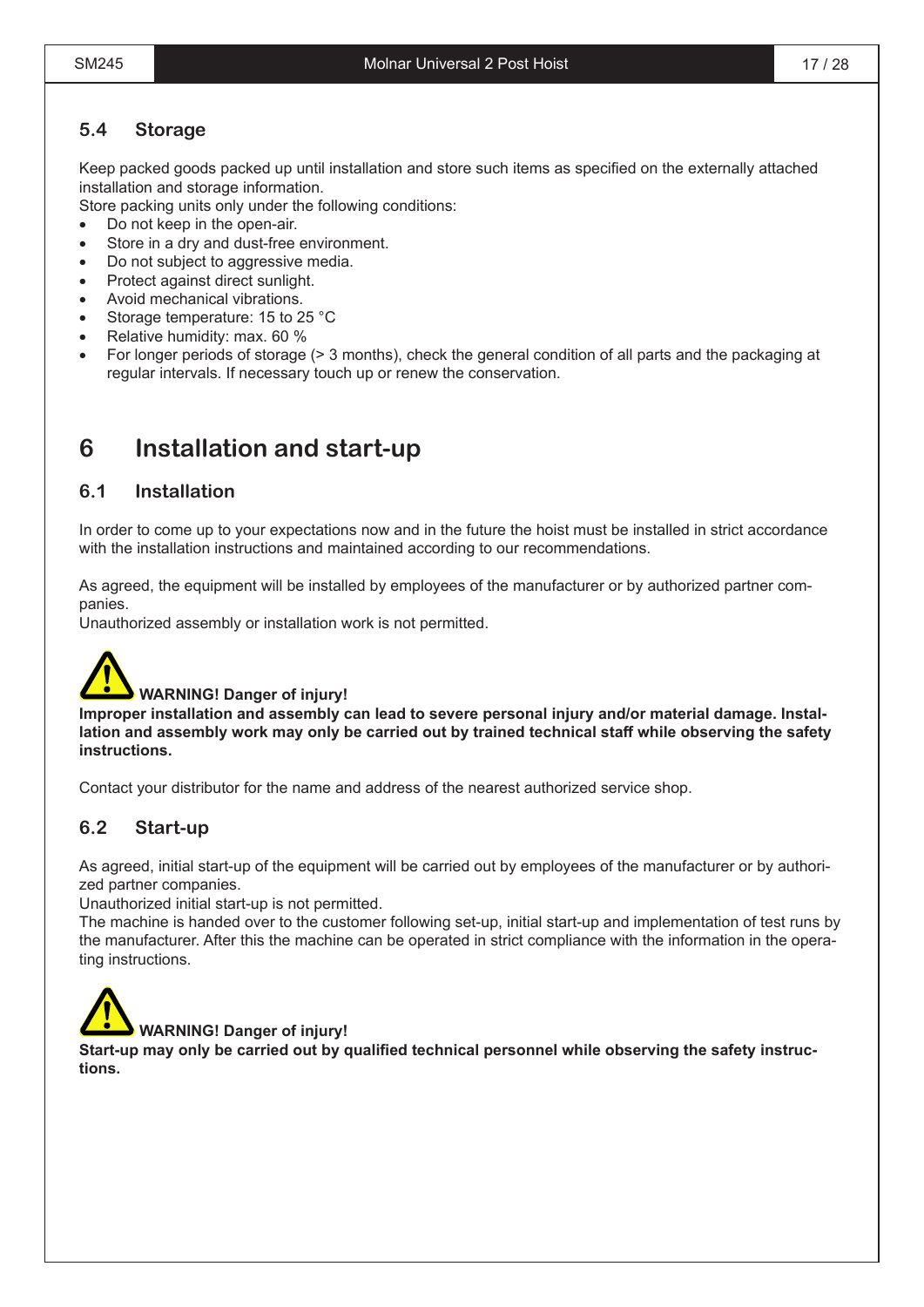### 5.4 Storage

Keep packed goods packed up until installation and store such items as specified on the externally attached installation and storage information.
Store packing units only under the following conditions:

- Do not keep in the open-air.
- Store in a dry and dust-free environment.
- Do not subject to aggressive media.
- Protect against direct sunlight.
- Avoid mechanical vibrations.
- Storage temperature: 15 to 25 °C
- Relative humidity: max. 60 %
- For longer periods of storage (> 3 months), check the general condition of all parts and the packaging at regular intervals. If necessary touch up or renew the conservation.

## 6 Installation and start-up

### 6.1 Installation

In order to come up to your expectations now and in the future the hoist must be installed in strict accordance with the installation instructions and maintained according to our recommendations.

As agreed, the equipment will be installed by employees of the manufacturer or by authorized partner companies.
Unauthorized assembly or installation work is not permitted.

**WARNING! Danger of injury!**
**Improper installation and assembly can lead to severe personal injury and/or material damage. Installation and assembly work may only be carried out by trained technical staff while observing the safety instructions.**

Contact your distributor for the name and address of the nearest authorized service shop.

### 6.2 Start-up

As agreed, initial start-up of the equipment will be carried out by employees of the manufacturer or by authorized partner companies.
Unauthorized initial start-up is not permitted.
The machine is handed over to the customer following set-up, initial start-up and implementation of test runs by the manufacturer. After this the machine can be operated in strict compliance with the information in the operating instructions.

**WARNING! Danger of injury!**
**Start-up may only be carried out by qualified technical personnel while observing the safety instructions.**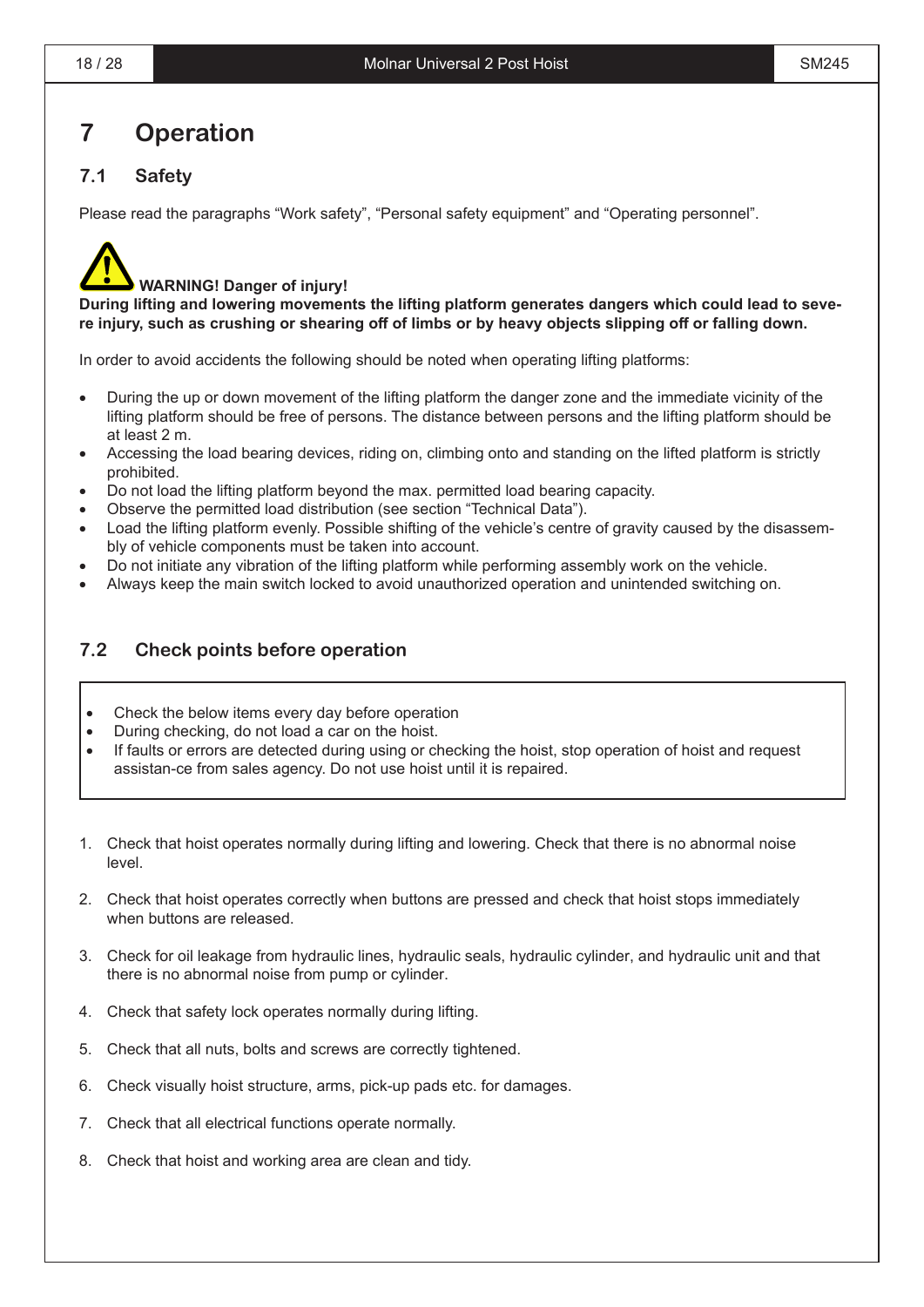# 7 Operation

## 7.1 Safety

Please read the paragraphs "Work safety", "Personal safety equipment" and "Operating personnel".

**WARNING! Danger of injury!**
**During lifting and lowering movements the lifting platform generates dangers which could lead to severe injury, such as crushing or shearing off of limbs or by heavy objects slipping off or falling down.**

In order to avoid accidents the following should be noted when operating lifting platforms:

- During the up or down movement of the lifting platform the danger zone and the immediate vicinity of the lifting platform should be free of persons. The distance between persons and the lifting platform should be at least 2 m.
- Accessing the load bearing devices, riding on, climbing onto and standing on the lifted platform is strictly prohibited.
- Do not load the lifting platform beyond the max. permitted load bearing capacity.
- Observe the permitted load distribution (see section "Technical Data").
- Load the lifting platform evenly. Possible shifting of the vehicle's centre of gravity caused by the disassembly of vehicle components must be taken into account.
- Do not initiate any vibration of the lifting platform while performing assembly work on the vehicle.
- Always keep the main switch locked to avoid unauthorized operation and unintended switching on.

## 7.2 Check points before operation

- Check the below items every day before operation
- During checking, do not load a car on the hoist.
- If faults or errors are detected during using or checking the hoist, stop operation of hoist and request assistan-ce from sales agency. Do not use hoist until it is repaired.

1. Check that hoist operates normally during lifting and lowering. Check that there is no abnormal noise level.
2. Check that hoist operates correctly when buttons are pressed and check that hoist stops immediately when buttons are released.
3. Check for oil leakage from hydraulic lines, hydraulic seals, hydraulic cylinder, and hydraulic unit and that there is no abnormal noise from pump or cylinder.
4. Check that safety lock operates normally during lifting.
5. Check that all nuts, bolts and screws are correctly tightened.
6. Check visually hoist structure, arms, pick-up pads etc. for damages.
7. Check that all electrical functions operate normally.
8. Check that hoist and working area are clean and tidy.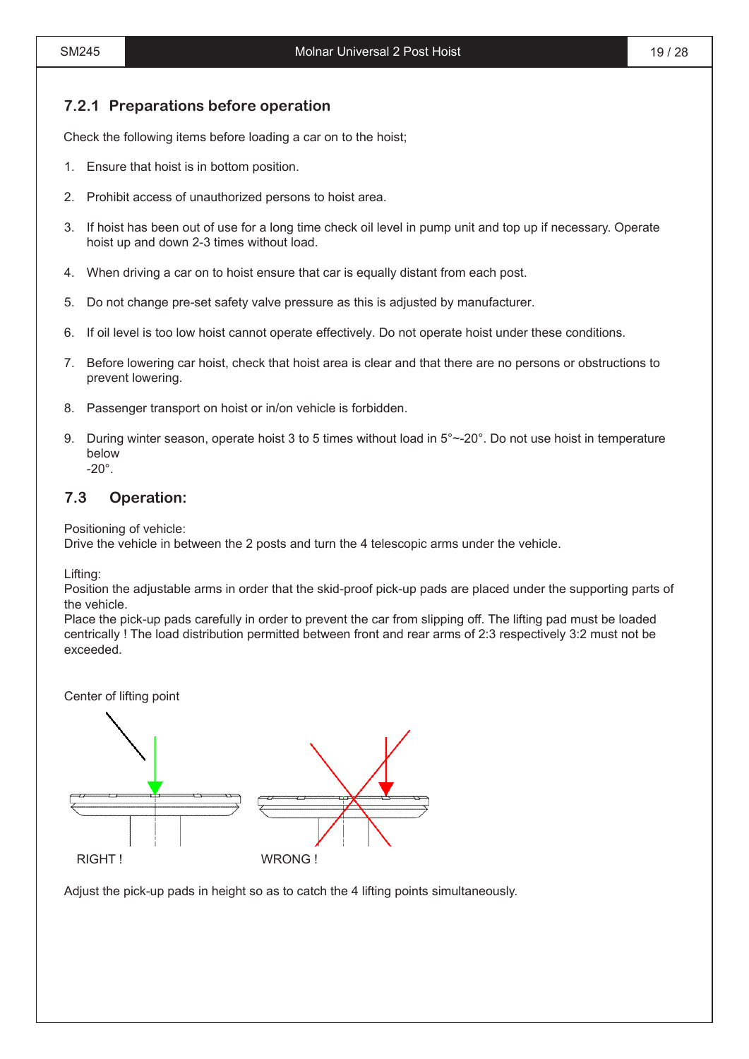### 7.2.1 Preparations before operation

Check the following items before loading a car on to the hoist;

1. Ensure that hoist is in bottom position.
2. Prohibit access of unauthorized persons to hoist area.
3. If hoist has been out of use for a long time check oil level in pump unit and top up if necessary. Operate hoist up and down 2-3 times without load.
4. When driving a car on to hoist ensure that car is equally distant from each post.
5. Do not change pre-set safety valve pressure as this is adjusted by manufacturer.
6. If oil level is too low hoist cannot operate effectively. Do not operate hoist under these conditions.
7. Before lowering car hoist, check that hoist area is clear and that there are no persons or obstructions to prevent lowering.
8. Passenger transport on hoist or in/on vehicle is forbidden.
9. During winter season, operate hoist 3 to 5 times without load in 5°~-20°. Do not use hoist in temperature below -20°.

## 7.3 Operation:

Positioning of vehicle:
Drive the vehicle in between the 2 posts and turn the 4 telescopic arms under the vehicle.

Lifting:
Position the adjustable arms in order that the skid-proof pick-up pads are placed under the supporting parts of the vehicle.
Place the pick-up pads carefully in order to prevent the car from slipping off. The lifting pad must be loaded centrically ! The load distribution permitted between front and rear arms of 2:3 respectively 3:2 must not be exceeded.

Center of lifting point

RIGHT ! WRONG !

Adjust the pick-up pads in height so as to catch the 4 lifting points simultaneously.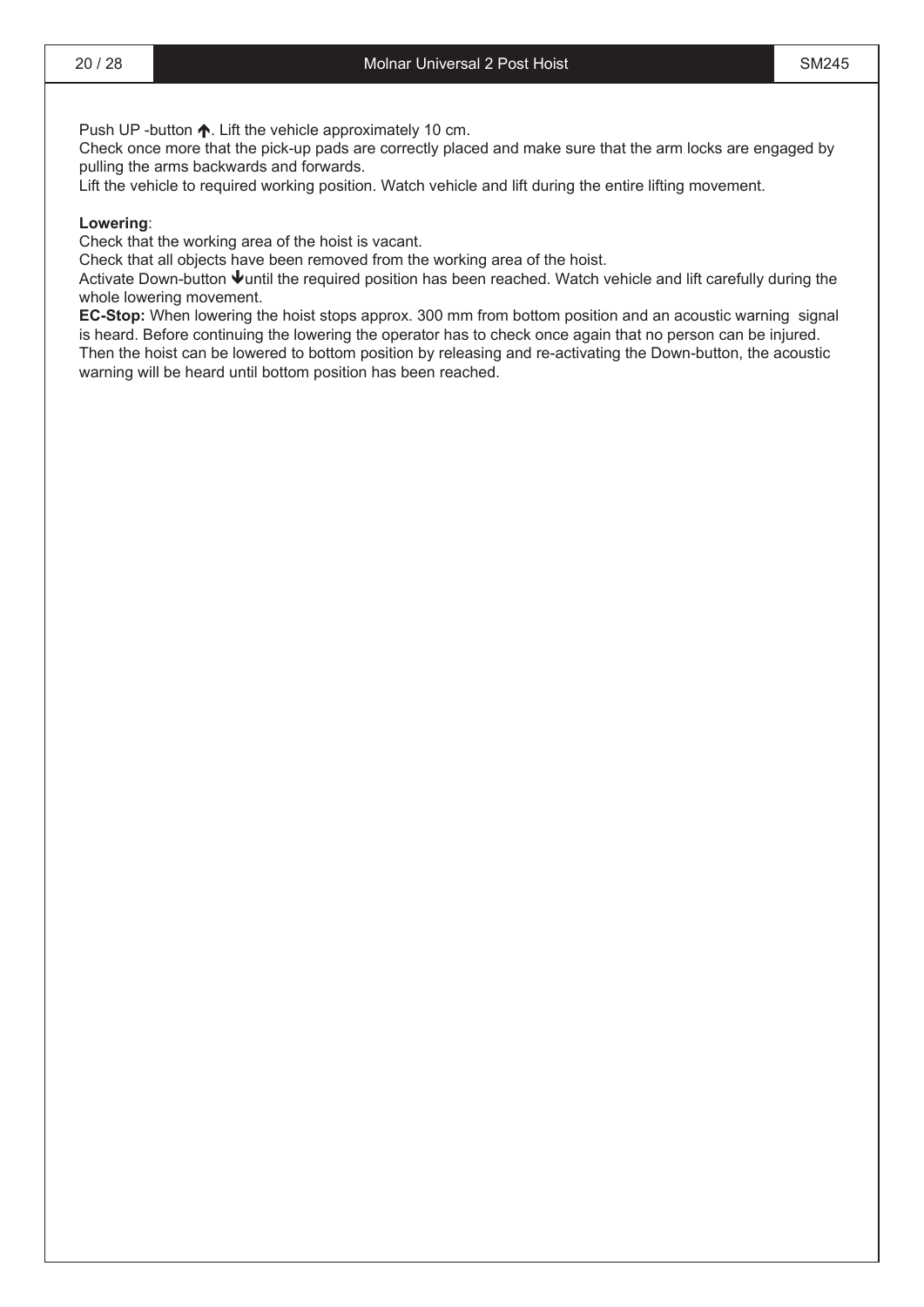Push UP -button ↑. Lift the vehicle approximately 10 cm.
Check once more that the pick-up pads are correctly placed and make sure that the arm locks are engaged by pulling the arms backwards and forwards.
Lift the vehicle to required working position. Watch vehicle and lift during the entire lifting movement.

**Lowering**:
Check that the working area of the hoist is vacant.
Check that all objects have been removed from the working area of the hoist.
Activate Down-button ↓until the required position has been reached. Watch vehicle and lift carefully during the whole lowering movement.
**EC-Stop:** When lowering the hoist stops approx. 300 mm from bottom position and an acoustic warning signal is heard. Before continuing the lowering the operator has to check once again that no person can be injured. Then the hoist can be lowered to bottom position by releasing and re-activating the Down-button, the acoustic warning will be heard until bottom position has been reached.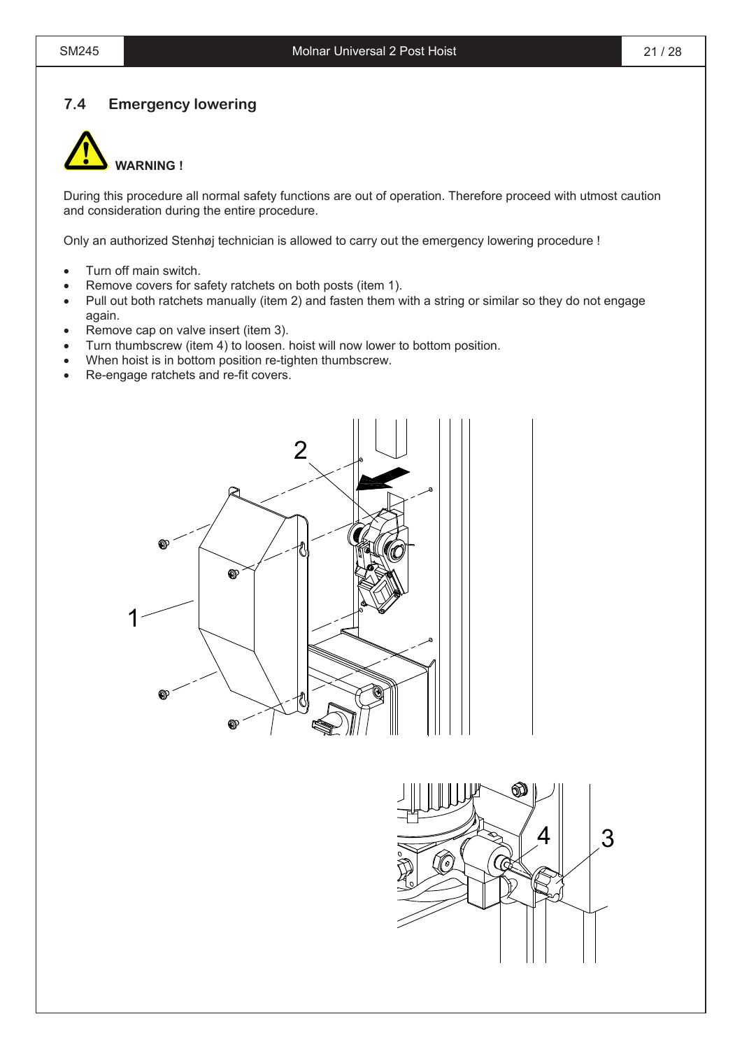## 7.4 Emergency lowering

**WARNING !**

During this procedure all normal safety functions are out of operation. Therefore proceed with utmost caution and consideration during the entire procedure.

Only an authorized Stenhøj technician is allowed to carry out the emergency lowering procedure !

- Turn off main switch.
- Remove covers for safety ratchets on both posts (item 1).
- Pull out both ratchets manually (item 2) and fasten them with a string or similar so they do not engage again.
- Remove cap on valve insert (item 3).
- Turn thumbscrew (item 4) to loosen. hoist will now lower to bottom position.
- When hoist is in bottom position re-tighten thumbscrew.
- Re-engage ratchets and re-fit covers.

2

1

4

3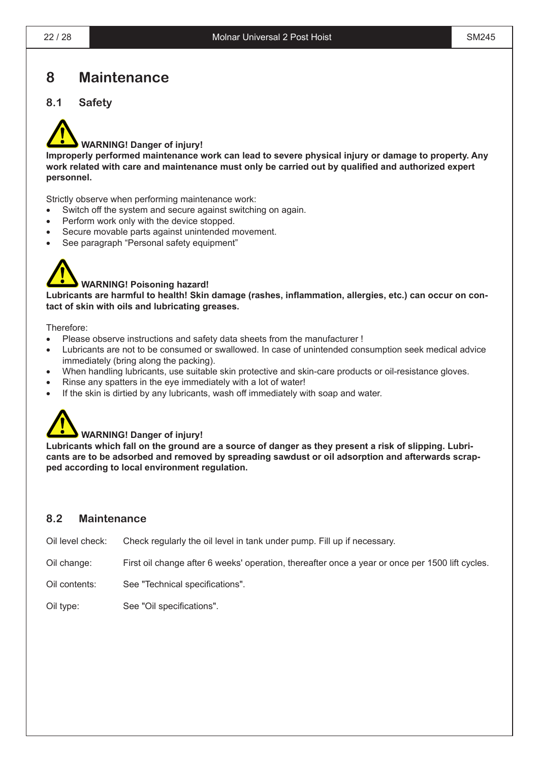# 8 Maintenance

## 8.1 Safety

**WARNING! Danger of injury!**
**Improperly performed maintenance work can lead to severe physical injury or damage to property. Any work related with care and maintenance must only be carried out by qualified and authorized expert personnel.**

Strictly observe when performing maintenance work:

- Switch off the system and secure against switching on again.
- Perform work only with the device stopped.
- Secure movable parts against unintended movement.
- See paragraph "Personal safety equipment"

**WARNING! Poisoning hazard!**
**Lubricants are harmful to health! Skin damage (rashes, inflammation, allergies, etc.) can occur on contact of skin with oils and lubricating greases.**

Therefore:

- Please observe instructions and safety data sheets from the manufacturer !
- Lubricants are not to be consumed or swallowed. In case of unintended consumption seek medical advice immediately (bring along the packing).
- When handling lubricants, use suitable skin protective and skin-care products or oil-resistance gloves.
- Rinse any spatters in the eye immediately with a lot of water!
- If the skin is dirtied by any lubricants, wash off immediately with soap and water.

**WARNING! Danger of injury!**
**Lubricants which fall on the ground are a source of danger as they present a risk of slipping. Lubricants are to be adsorbed and removed by spreading sawdust or oil adsorption and afterwards scrapped according to local environment regulation.**

## 8.2 Maintenance

Oil level check: Check regularly the oil level in tank under pump. Fill up if necessary.

Oil change: First oil change after 6 weeks' operation, thereafter once a year or once per 1500 lift cycles.

Oil contents: See "Technical specifications".

Oil type: See "Oil specifications".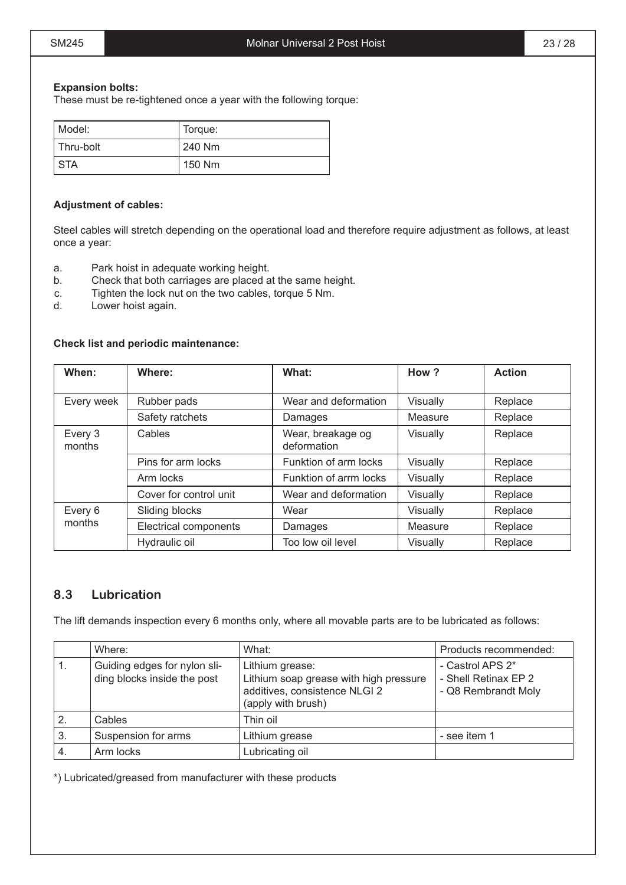**Expansion bolts:**
These must be re-tightened once a year with the following torque:

| Model: | Torque: |
|---|---|
| Thru-bolt | 240 Nm |
| STA | 150 Nm |

**Adjustment of cables:**

Steel cables will stretch depending on the operational load and therefore require adjustment as follows, at least once a year:

a. Park hoist in adequate working height.
b. Check that both carriages are placed at the same height.
c. Tighten the lock nut on the two cables, torque 5 Nm.
d. Lower hoist again.

**Check list and periodic maintenance:**

| When: | Where: | What: | How ? | Action |
|---|---|---|---|---|
| Every week | Rubber pads | Wear and deformation | Visually | Replace |
| | Safety ratchets | Damages | Measure | Replace |
| Every 3 months | Cables | Wear, breakage og deformation | Visually | Replace |
| | Pins for arm locks | Funktion of arm locks | Visually | Replace |
| | Arm locks | Funktion of arrm locks | Visually | Replace |
| | Cover for control unit | Wear and deformation | Visually | Replace |
| Every 6 months | Sliding blocks | Wear | Visually | Replace |
| | Electrical components | Damages | Measure | Replace |
| | Hydraulic oil | Too low oil level | Visually | Replace |

## 8.3 Lubrication

The lift demands inspection every 6 months only, where all movable parts are to be lubricated as follows:

| | Where: | What: | Products recommended: |
|---|---|---|---|
| 1. | Guiding edges for nylon sliding blocks inside the post | Lithium grease: Lithium soap grease with high pressure additives, consistence NLGI 2 (apply with brush) | - Castrol APS 2* - Shell Retinax EP 2 - Q8 Rembrandt Moly |
| 2. | Cables | Thin oil | |
| 3. | Suspension for arms | Lithium grease | - see item 1 |
| 4. | Arm locks | Lubricating oil | |

*) Lubricated/greased from manufacturer with these products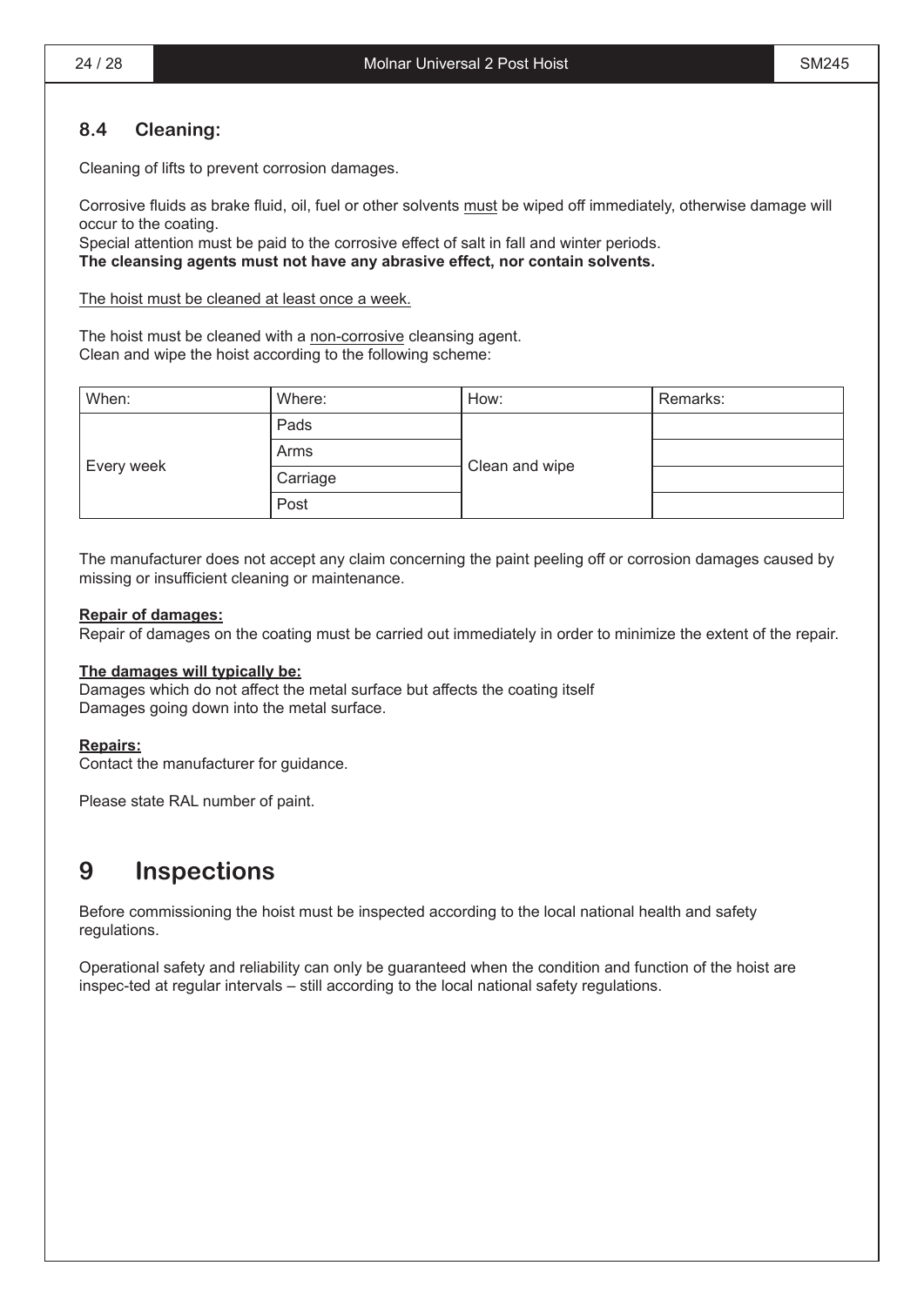## 8.4 Cleaning:

Cleaning of lifts to prevent corrosion damages.

Corrosive fluids as brake fluid, oil, fuel or other solvents must be wiped off immediately, otherwise damage will occur to the coating.
Special attention must be paid to the corrosive effect of salt in fall and winter periods.
**The cleansing agents must not have any abrasive effect, nor contain solvents.**

The hoist must be cleaned at least once a week.

The hoist must be cleaned with a non-corrosive cleansing agent.
Clean and wipe the hoist according to the following scheme:

| When: | Where: | How: | Remarks: |
|---|---|---|---|
| Every week | Pads | Clean and wipe | |
| | Arms | | |
| | Carriage | | |
| | Post | | |

The manufacturer does not accept any claim concerning the paint peeling off or corrosion damages caused by missing or insufficient cleaning or maintenance.

**Repair of damages:**
Repair of damages on the coating must be carried out immediately in order to minimize the extent of the repair.

**The damages will typically be:**
Damages which do not affect the metal surface but affects the coating itself
Damages going down into the metal surface.

**Repairs:**
Contact the manufacturer for guidance.

Please state RAL number of paint.

# 9 Inspections

Before commissioning the hoist must be inspected according to the local national health and safety regulations.

Operational safety and reliability can only be guaranteed when the condition and function of the hoist are inspec-ted at regular intervals – still according to the local national safety regulations.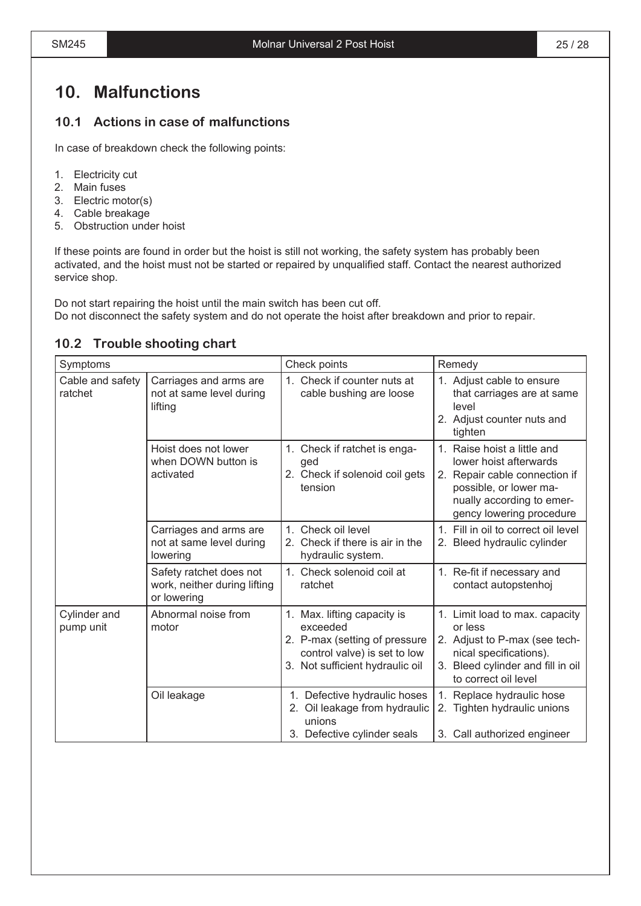# 10. Malfunctions

## 10.1 Actions in case of malfunctions

In case of breakdown check the following points:

1. Electricity cut
2. Main fuses
3. Electric motor(s)
4. Cable breakage
5. Obstruction under hoist

If these points are found in order but the hoist is still not working, the safety system has probably been activated, and the hoist must not be started or repaired by unqualified staff. Contact the nearest authorized service shop.

Do not start repairing the hoist until the main switch has been cut off.
Do not disconnect the safety system and do not operate the hoist after breakdown and prior to repair.

## 10.2 Trouble shooting chart

| Symptoms | | Check points | Remedy |
|---|---|---|---|
| Cable and safety ratchet | Carriages and arms are not at same level during lifting | 1. Check if counter nuts at cable bushing are loose | 1. Adjust cable to ensure that carriages are at same level<br>2. Adjust counter nuts and tighten |
| | Hoist does not lower when DOWN button is activated | 1. Check if ratchet is engaged<br>2. Check if solenoid coil gets tension | 1. Raise hoist a little and lower hoist afterwards<br>2. Repair cable connection if possible, or lower manually according to emergency lowering procedure |
| | Carriages and arms are not at same level during lowering | 1. Check oil level<br>2. Check if there is air in the hydraulic system. | 1. Fill in oil to correct oil level<br>2. Bleed hydraulic cylinder |
| | Safety ratchet does not work, neither during lifting or lowering | 1. Check solenoid coil at ratchet | 1. Re-fit if necessary and contact autopstenhoj |
| Cylinder and pump unit | Abnormal noise from motor | 1. Max. lifting capacity is exceeded<br>2. P-max (setting of pressure control valve) is set to low<br>3. Not sufficient hydraulic oil | 1. Limit load to max. capacity or less<br>2. Adjust to P-max (see technical specifications).<br>3. Bleed cylinder and fill in oil to correct oil level |
| | Oil leakage | 1. Defective hydraulic hoses<br>2. Oil leakage from hydraulic unions<br>3. Defective cylinder seals | 1. Replace hydraulic hose<br>2. Tighten hydraulic unions<br>3. Call authorized engineer |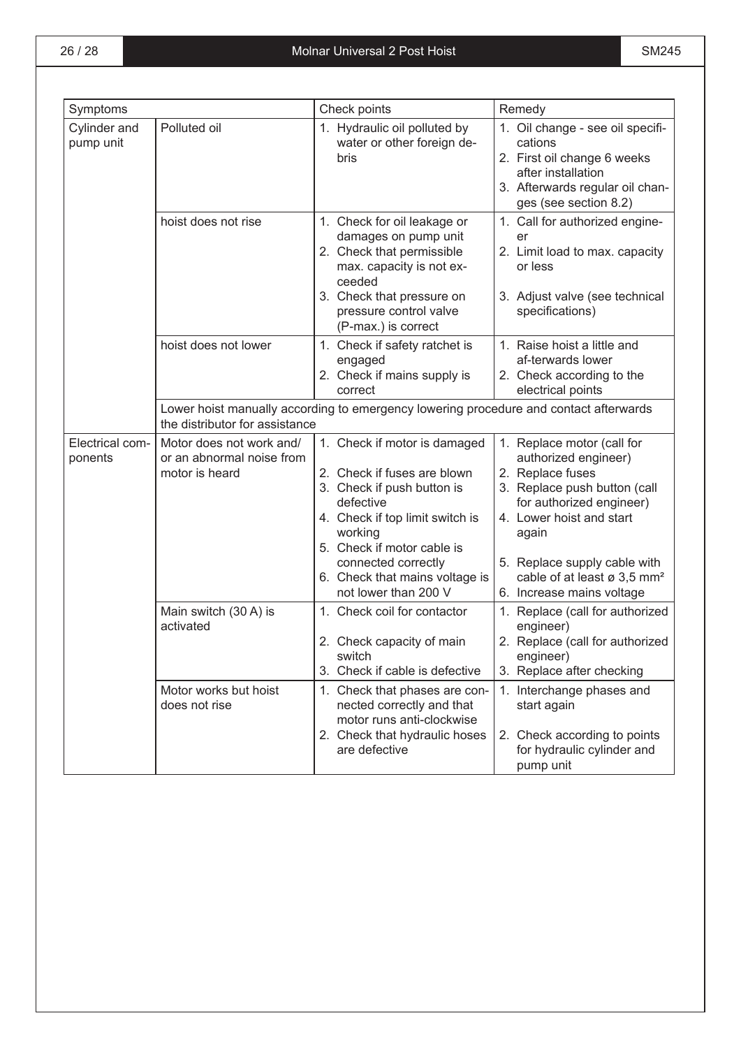| Symptoms | | Check points | Remedy |
|---|---|---|---|
| Cylinder and pump unit | Polluted oil | 1. Hydraulic oil polluted by water or other foreign debris | 1. Oil change - see oil specifications<br>2. First oil change 6 weeks after installation<br>3. Afterwards regular oil changes (see section 8.2) |
| | hoist does not rise | 1. Check for oil leakage or damages on pump unit<br>2. Check that permissible max. capacity is not exceeded<br>3. Check that pressure on pressure control valve (P-max.) is correct | 1. Call for authorized engineer<br>2. Limit load to max. capacity or less<br>3. Adjust valve (see technical specifications) |
| | hoist does not lower | 1. Check if safety ratchet is engaged<br>2. Check if mains supply is correct | 1. Raise hoist a little and af-terwards lower<br>2. Check according to the electrical points |
| | Lower hoist manually according to emergency lowering procedure and contact afterwards the distributor for assistance | | |
| Electrical components | Motor does not work and/ or an abnormal noise from motor is heard | 1. Check if motor is damaged<br>2. Check if fuses are blown<br>3. Check if push button is defective<br>4. Check if top limit switch is working<br>5. Check if motor cable is connected correctly<br>6. Check that mains voltage is not lower than 200 V | 1. Replace motor (call for authorized engineer)<br>2. Replace fuses<br>3. Replace push button (call for authorized engineer)<br>4. Lower hoist and start again<br>5. Replace supply cable with cable of at least ø 3,5 mm²<br>6. Increase mains voltage |
| | Main switch (30 A) is activated | 1. Check coil for contactor<br>2. Check capacity of main switch<br>3. Check if cable is defective | 1. Replace (call for authorized engineer)<br>2. Replace (call for authorized engineer)<br>3. Replace after checking |
| | Motor works but hoist does not rise | 1. Check that phases are connected correctly and that motor runs anti-clockwise<br>2. Check that hydraulic hoses are defective | 1. Interchange phases and start again<br>2. Check according to points for hydraulic cylinder and pump unit |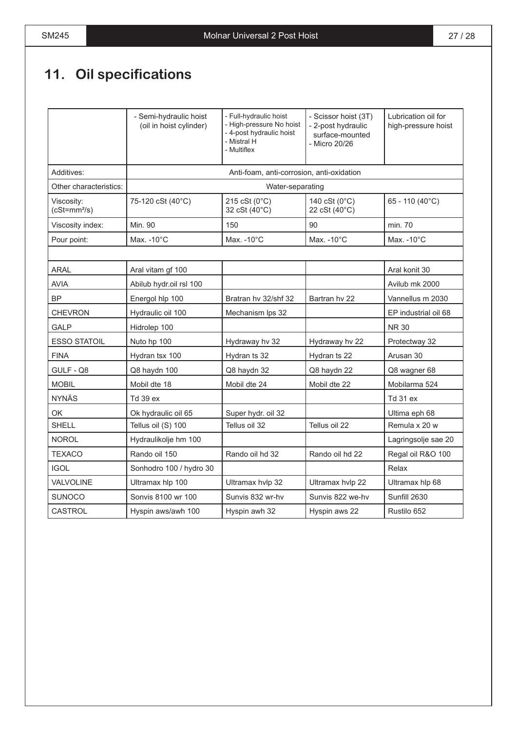# 11. Oil specifications

| | - Semi-hydraulic hoist (oil in hoist cylinder) | - Full-hydraulic hoist - High-pressure No hoist - 4-post hydraulic hoist - Mistral H - Multiflex | - Scissor hoist (3T) - 2-post hydraulic surface-mounted - Micro 20/26 | Lubrication oil for high-pressure hoist |
|---|---|---|---|---|
| Additives: | Anti-foam, anti-corrosion, anti-oxidation | | | |
| Other characteristics: | Water-separating | | | |
| Viscosity: ($cSt=mm^2/s$) | 75-120 cSt (40°C) | 215 cSt (0°C) 32 cSt (40°C) | 140 cSt (0°C) 22 cSt (40°C) | 65 - 110 (40°C) |
| Viscosity index: | Min. 90 | 150 | 90 | min. 70 |
| Pour point: | Max. -10°C | Max. -10°C | Max. -10°C | Max. -10°C |
| | | | | |
| ARAL | Aral vitam gf 100 | | | Aral konit 30 |
| AVIA | Abilub hydr.oil rsl 100 | | | Avilub mk 2000 |
| BP | Energol hlp 100 | Bratran hv 32/shf 32 | Bartran hv 22 | Vannellus m 2030 |
| CHEVRON | Hydraulic oil 100 | Mechanism lps 32 | | EP industrial oil 68 |
| GALP | Hidrolep 100 | | | NR 30 |
| ESSO STATOIL | Nuto hp 100 | Hydraway hv 32 | Hydraway hv 22 | Protectway 32 |
| FINA | Hydran tsx 100 | Hydran ts 32 | Hydran ts 22 | Arusan 30 |
| GULF - Q8 | Q8 haydn 100 | Q8 haydn 32 | Q8 haydn 22 | Q8 wagner 68 |
| MOBIL | Mobil dte 18 | Mobil dte 24 | Mobil dte 22 | Mobilarma 524 |
| NYNÄS | Td 39 ex | | | Td 31 ex |
| OK | Ok hydraulic oil 65 | Super hydr. oil 32 | | Ultima eph 68 |
| SHELL | Tellus oil (S) 100 | Tellus oil 32 | Tellus oil 22 | Remula x 20 w |
| NOROL | Hydraulikolje hm 100 | | | Lagringsolje sae 20 |
| TEXACO | Rando oil 150 | Rando oil hd 32 | Rando oil hd 22 | Regal oil R&O 100 |
| IGOL | Sonhodro 100 / hydro 30 | | | Relax |
| VALVOLINE | Ultramax hlp 100 | Ultramax hvlp 32 | Ultramax hvlp 22 | Ultramax hlp 68 |
| SUNOCO | Sonvis 8100 wr 100 | Sunvis 832 wr-hv | Sunvis 822 we-hv | Sunfill 2630 |
| CASTROL | Hyspin aws/awh 100 | Hyspin awh 32 | Hyspin aws 22 | Rustilo 652 |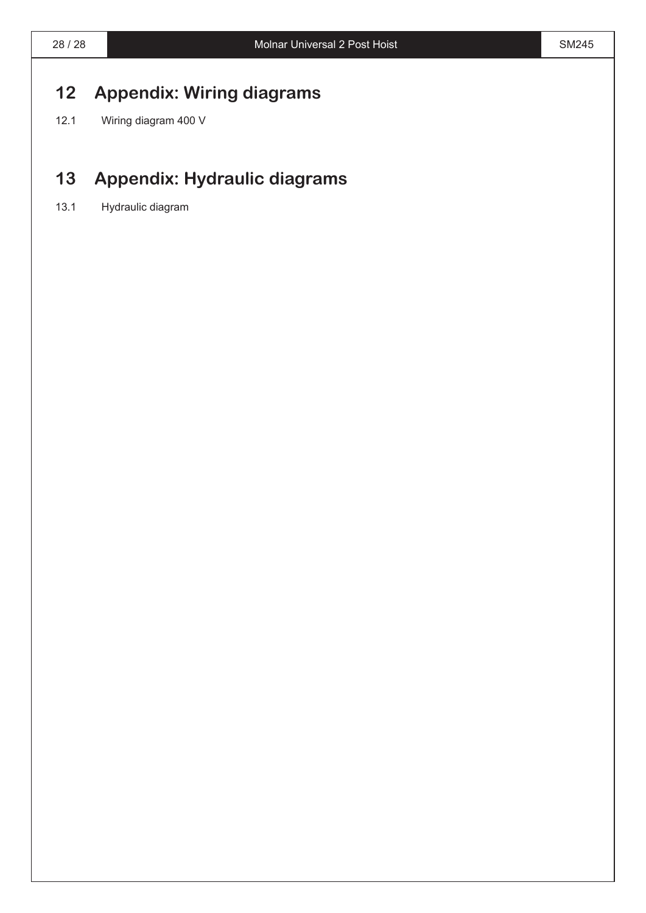# 12 Appendix: Wiring diagrams

## 12.1 Wiring diagram 400 V

# 13 Appendix: Hydraulic diagrams

## 13.1 Hydraulic diagram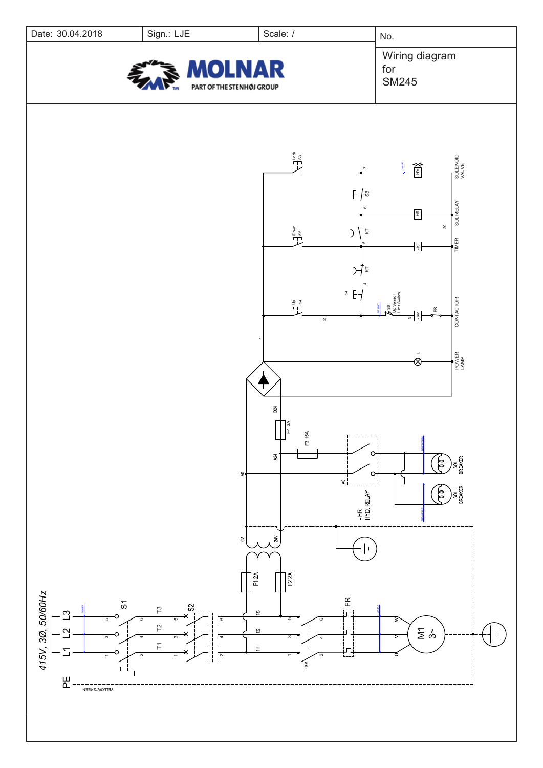| Date: 30.04.2018 | Sign.: LJE | Scale: / | No. |
|---|---|---|---|

MOLNAR

PART OF THE STENHØJ GROUP

Wiring diagram
for
SM245

Lock S3

SOLENOID VALVE

SOL RELAY

TIMER

CONTACTOR

POWER LAMP

Down S5

Up S4

S6 Up Sensor Limit Switch

F4 3A

F3 15A

- HR HYD. RELAY

SOL BREAKER

SOL BREAKER

F1 2A

F2 2A

415V, 3Ø, 50/60Hz

L3

L2

L1

PE

YELLOW/GREEN

S1

S2

FR

M1 3~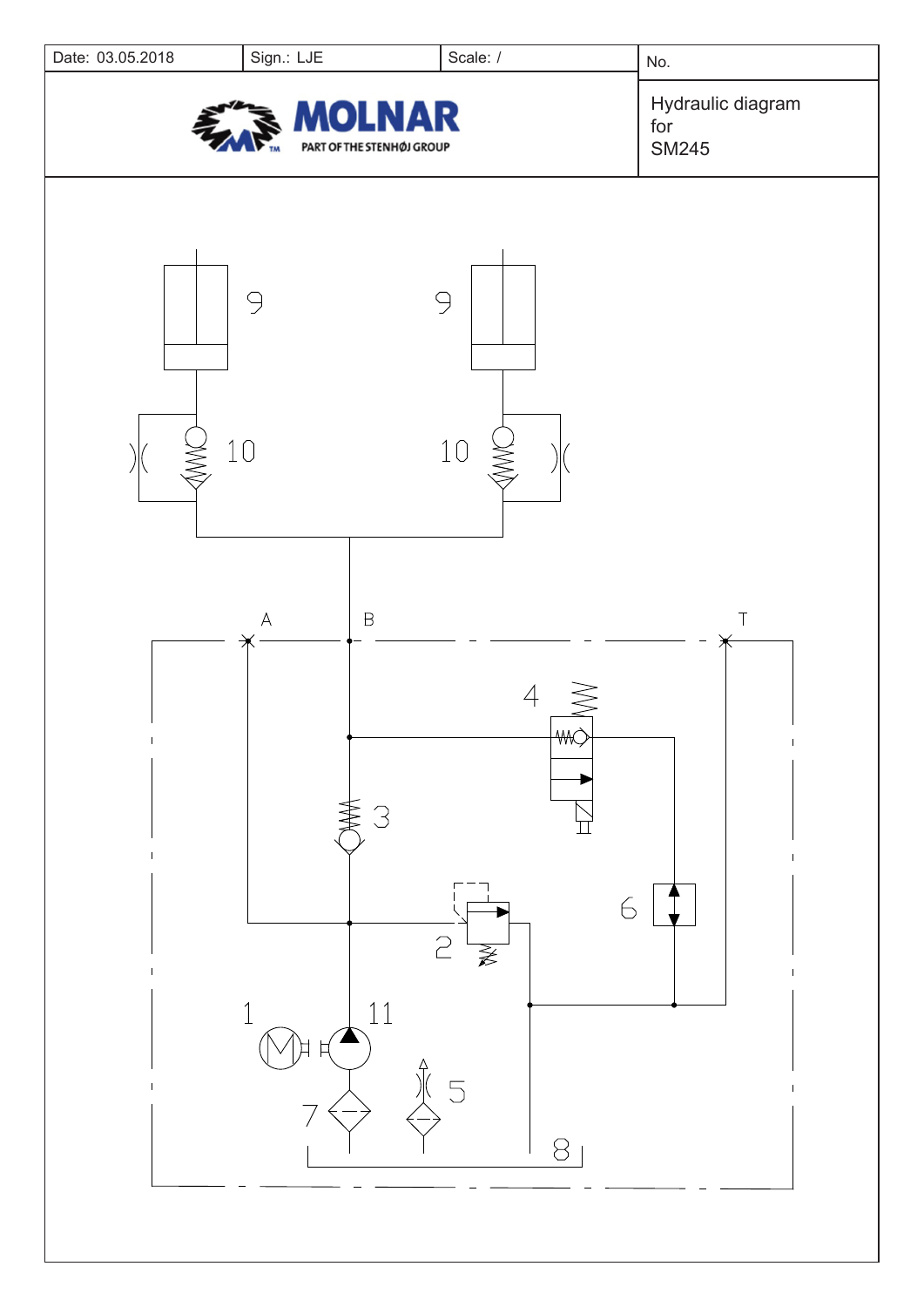| Date: 03.05.2018 | Sign.: LJE | Scale: / | No. |
|---|---|---|---|

**MOLNAR**
PART OF THE STENHØJ GROUP

Hydraulic diagram
for
SM245

9 9

10 10

A B T

4

3

2 6

1 11

7 5

8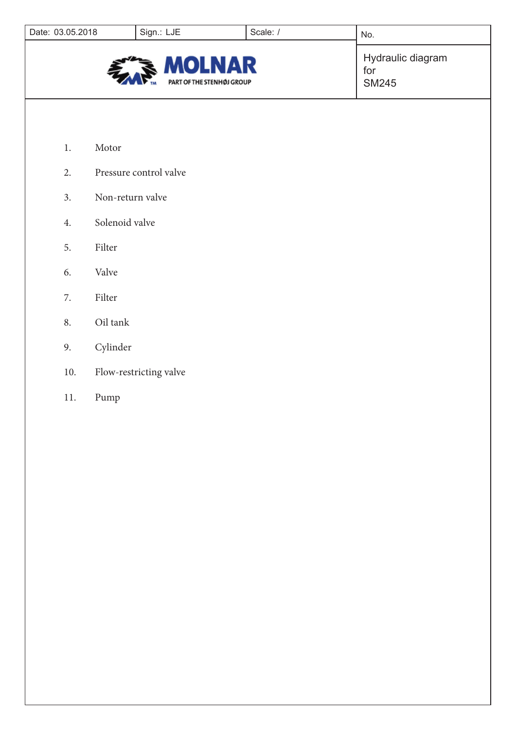| Date: 03.05.2018 | Sign.: LJE | Scale: / | No. |
| --- | --- | --- | --- |

MOLNAR

PART OF THE STENHØJ GROUP

Hydraulic diagram for SM245

1. Motor
2. Pressure control valve
3. Non-return valve
4. Solenoid valve
5. Filter
6. Valve
7. Filter
8. Oil tank
9. Cylinder
10. Flow-restricting valve
11. Pump